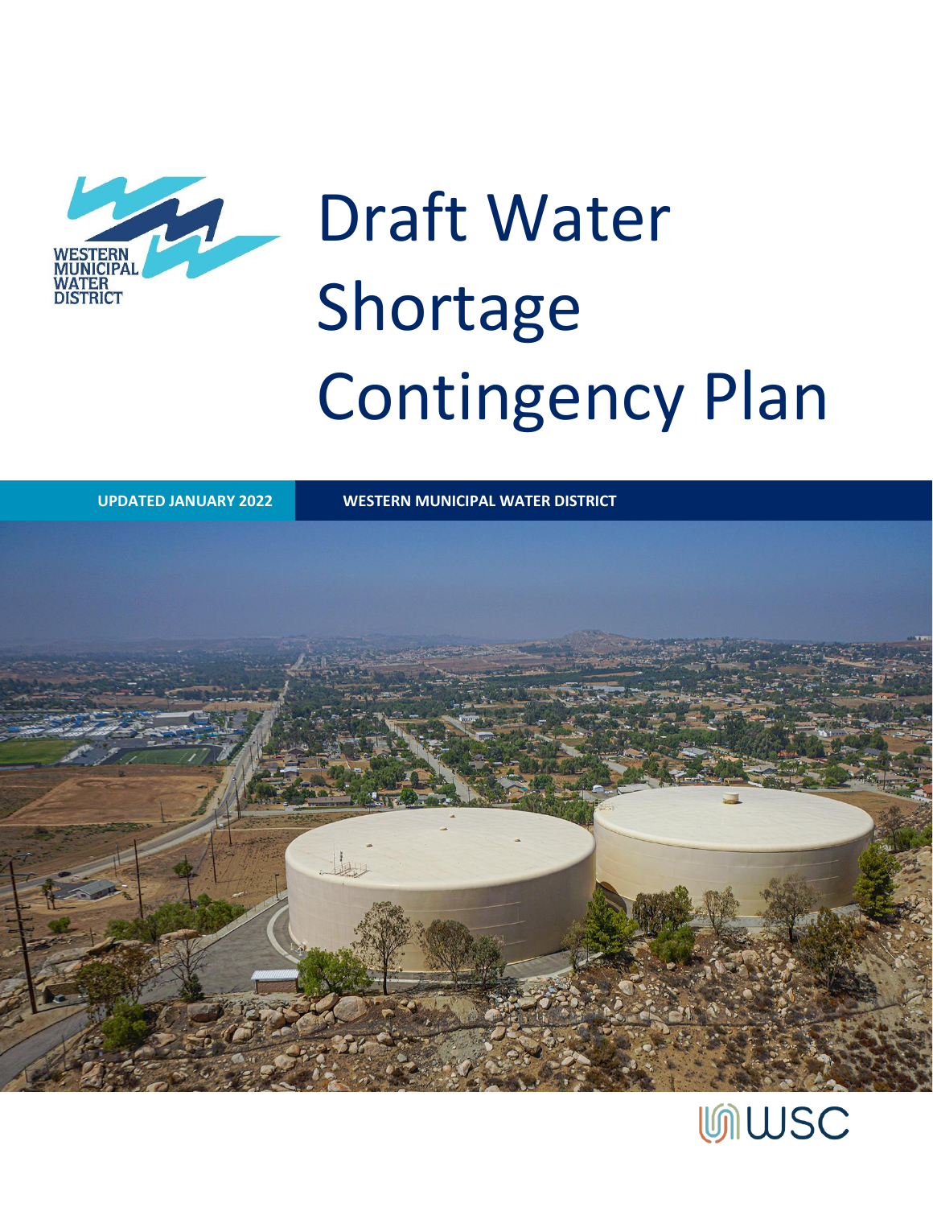WESTERN MUNICIPAL WATER DISTRICT

# Draft Water Shortage Contingency Plan

**UPDATED JANUARY 2022** **WESTERN MUNICIPAL WATER DISTRICT**

WSC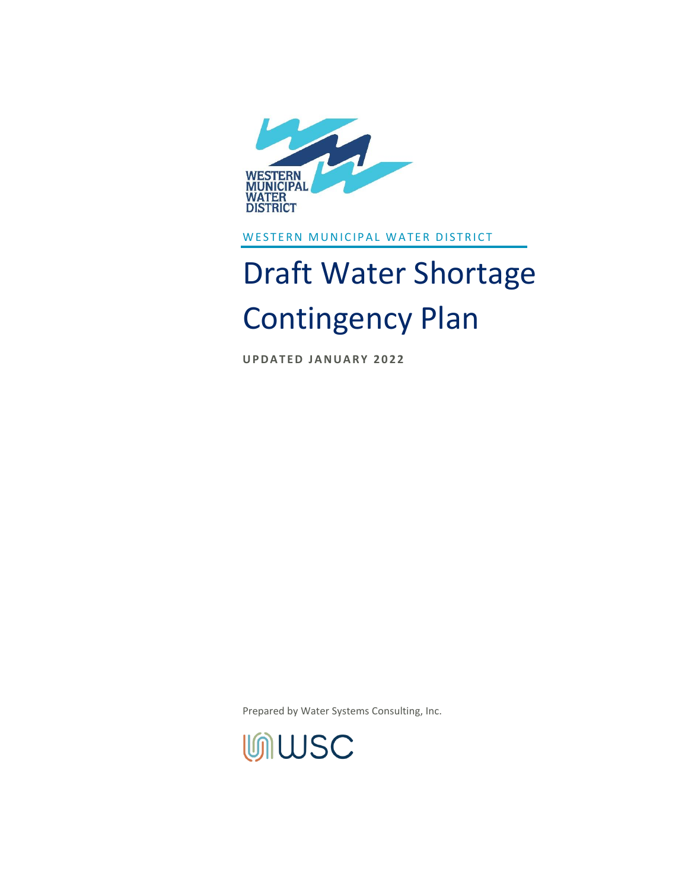WESTERN MUNICIPAL WATER DISTRICT

# Draft Water Shortage Contingency Plan

**UPDATED JANUARY 2022**

Prepared by Water Systems Consulting, Inc.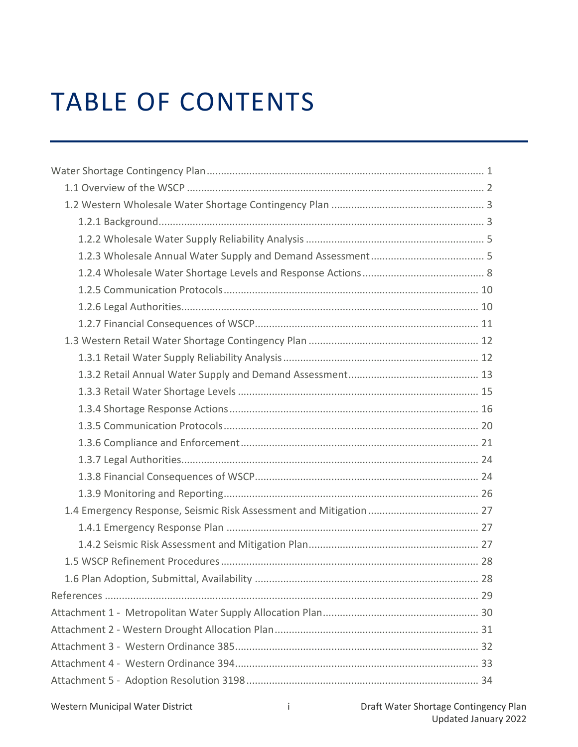# TABLE OF CONTENTS

- Water Shortage Contingency Plan ........ 1
  - 1.1 Overview of the WSCP ........ 2
  - 1.2 Western Wholesale Water Shortage Contingency Plan ........ 3
    - 1.2.1 Background ........ 3
    - 1.2.2 Wholesale Water Supply Reliability Analysis ........ 5
    - 1.2.3 Wholesale Annual Water Supply and Demand Assessment ........ 5
    - 1.2.4 Wholesale Water Shortage Levels and Response Actions ........ 8
    - 1.2.5 Communication Protocols ........ 10
    - 1.2.6 Legal Authorities ........ 10
    - 1.2.7 Financial Consequences of WSCP ........ 11
  - 1.3 Western Retail Water Shortage Contingency Plan ........ 12
    - 1.3.1 Retail Water Supply Reliability Analysis ........ 12
    - 1.3.2 Retail Annual Water Supply and Demand Assessment ........ 13
    - 1.3.3 Retail Water Shortage Levels ........ 15
    - 1.3.4 Shortage Response Actions ........ 16
    - 1.3.5 Communication Protocols ........ 20
    - 1.3.6 Compliance and Enforcement ........ 21
    - 1.3.7 Legal Authorities ........ 24
    - 1.3.8 Financial Consequences of WSCP ........ 24
    - 1.3.9 Monitoring and Reporting ........ 26
  - 1.4 Emergency Response, Seismic Risk Assessment and Mitigation ........ 27
    - 1.4.1 Emergency Response Plan ........ 27
    - 1.4.2 Seismic Risk Assessment and Mitigation Plan ........ 27
  - 1.5 WSCP Refinement Procedures ........ 28
  - 1.6 Plan Adoption, Submittal, Availability ........ 28
- References ........ 29
- Attachment 1 - Metropolitan Water Supply Allocation Plan ........ 30
- Attachment 2 - Western Drought Allocation Plan ........ 31
- Attachment 3 - Western Ordinance 385 ........ 32
- Attachment 4 - Western Ordinance 394 ........ 33
- Attachment 5 - Adoption Resolution 3198 ........ 34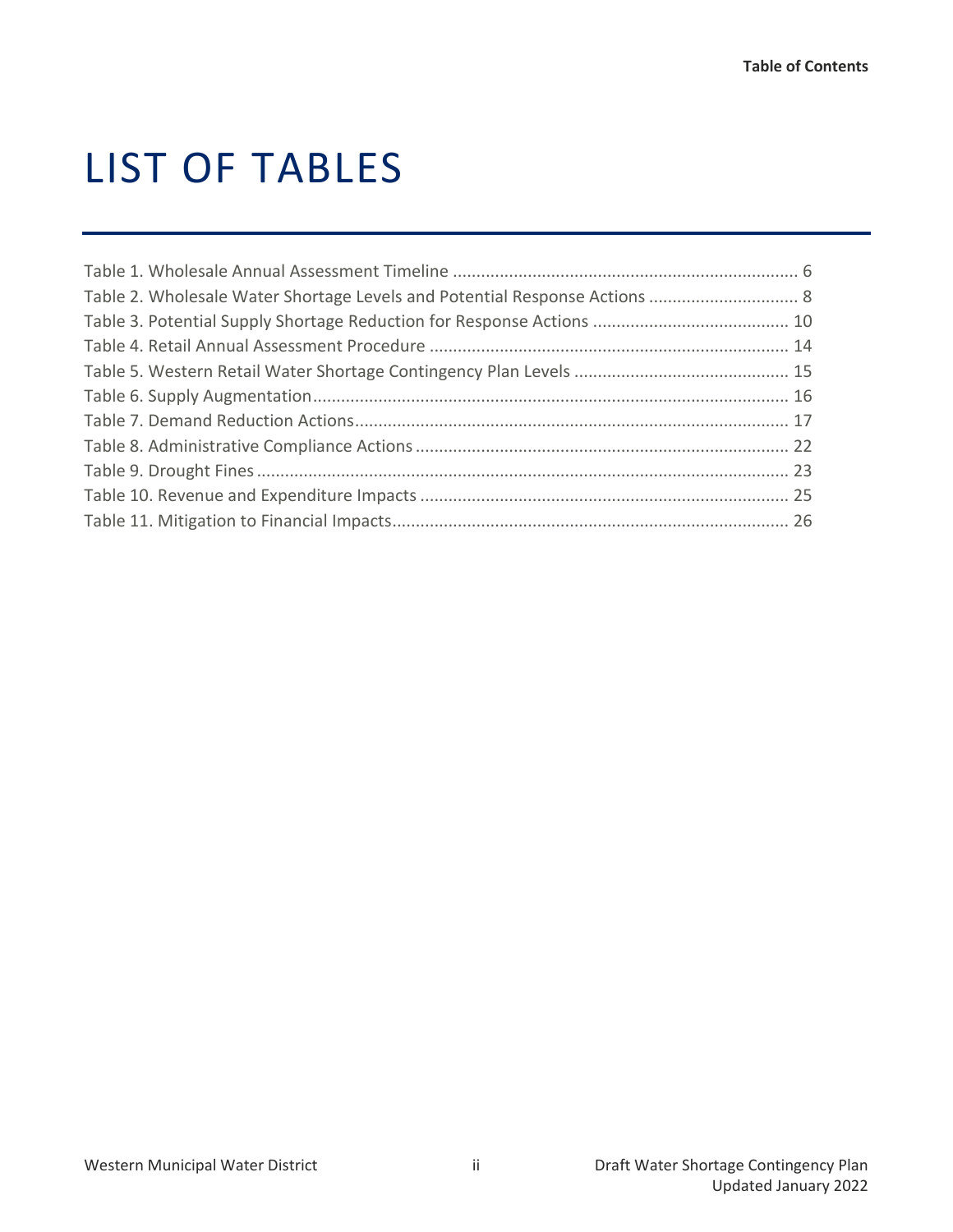# LIST OF TABLES

Table 1. Wholesale Annual Assessment Timeline ........................................................................ 6
Table 2. Wholesale Water Shortage Levels and Potential Response Actions ................................ 8
Table 3. Potential Supply Shortage Reduction for Response Actions .......................................... 10
Table 4. Retail Annual Assessment Procedure ............................................................................ 14
Table 5. Western Retail Water Shortage Contingency Plan Levels ............................................. 15
Table 6. Supply Augmentation..................................................................................................... 16
Table 7. Demand Reduction Actions............................................................................................ 17
Table 8. Administrative Compliance Actions ............................................................................... 22
Table 9. Drought Fines ................................................................................................................. 23
Table 10. Revenue and Expenditure Impacts .............................................................................. 25
Table 11. Mitigation to Financial Impacts.................................................................................... 26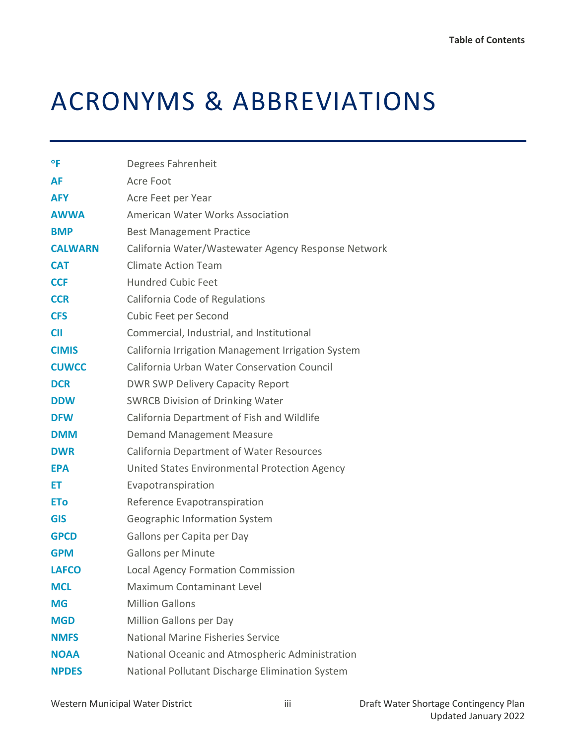# ACRONYMS & ABBREVIATIONS

| | |
|---|---|
| **°F** | Degrees Fahrenheit |
| **AF** | Acre Foot |
| **AFY** | Acre Feet per Year |
| **AWWA** | American Water Works Association |
| **BMP** | Best Management Practice |
| **CALWARN** | California Water/Wastewater Agency Response Network |
| **CAT** | Climate Action Team |
| **CCF** | Hundred Cubic Feet |
| **CCR** | California Code of Regulations |
| **CFS** | Cubic Feet per Second |
| **CII** | Commercial, Industrial, and Institutional |
| **CIMIS** | California Irrigation Management Irrigation System |
| **CUWCC** | California Urban Water Conservation Council |
| **DCR** | DWR SWP Delivery Capacity Report |
| **DDW** | SWRCB Division of Drinking Water |
| **DFW** | California Department of Fish and Wildlife |
| **DMM** | Demand Management Measure |
| **DWR** | California Department of Water Resources |
| **EPA** | United States Environmental Protection Agency |
| **ET** | Evapotranspiration |
| **ETo** | Reference Evapotranspiration |
| **GIS** | Geographic Information System |
| **GPCD** | Gallons per Capita per Day |
| **GPM** | Gallons per Minute |
| **LAFCO** | Local Agency Formation Commission |
| **MCL** | Maximum Contaminant Level |
| **MG** | Million Gallons |
| **MGD** | Million Gallons per Day |
| **NMFS** | National Marine Fisheries Service |
| **NOAA** | National Oceanic and Atmospheric Administration |
| **NPDES** | National Pollutant Discharge Elimination System |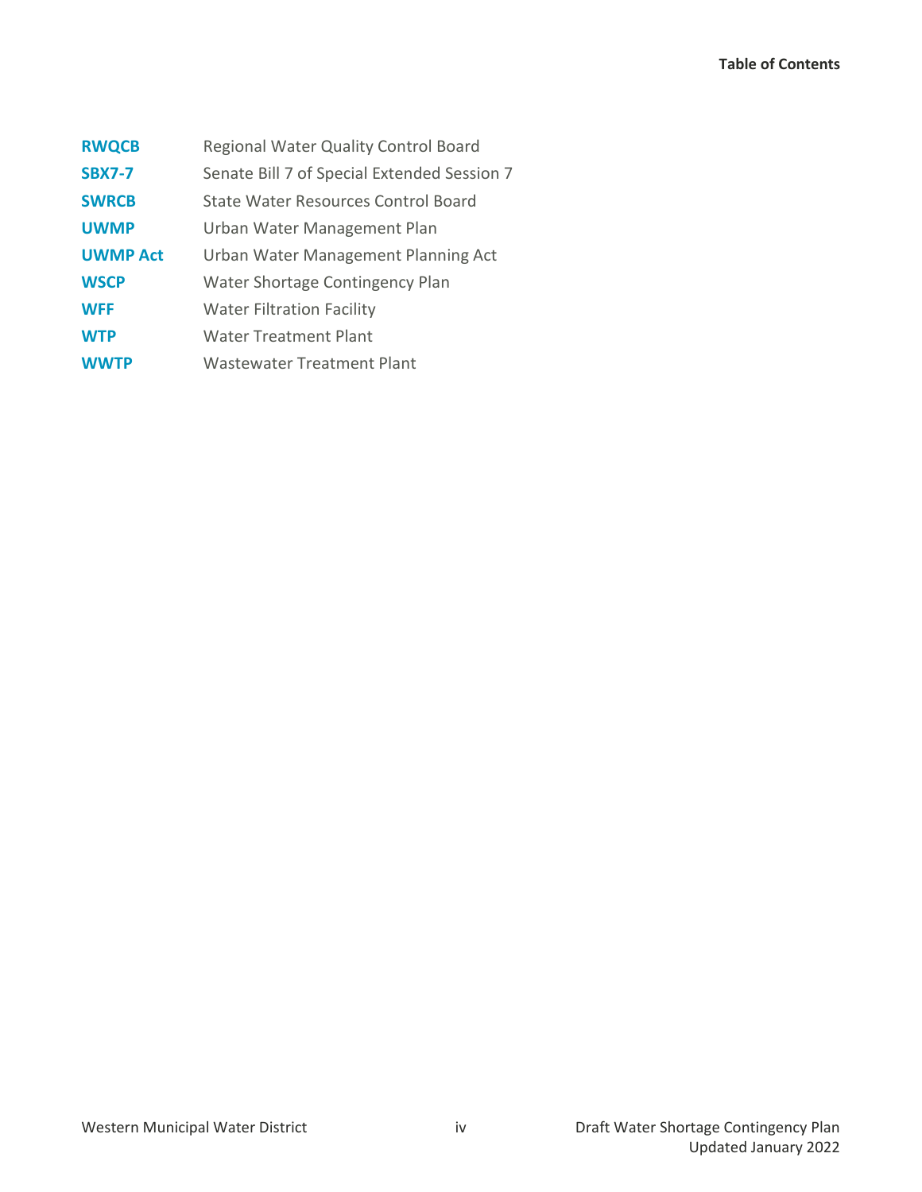| | |
|---|---|
| **RWQCB** | Regional Water Quality Control Board |
| **SBX7-7** | Senate Bill 7 of Special Extended Session 7 |
| **SWRCB** | State Water Resources Control Board |
| **UWMP** | Urban Water Management Plan |
| **UWMP Act** | Urban Water Management Planning Act |
| **WSCP** | Water Shortage Contingency Plan |
| **WFF** | Water Filtration Facility |
| **WTP** | Water Treatment Plant |
| **WWTP** | Wastewater Treatment Plant |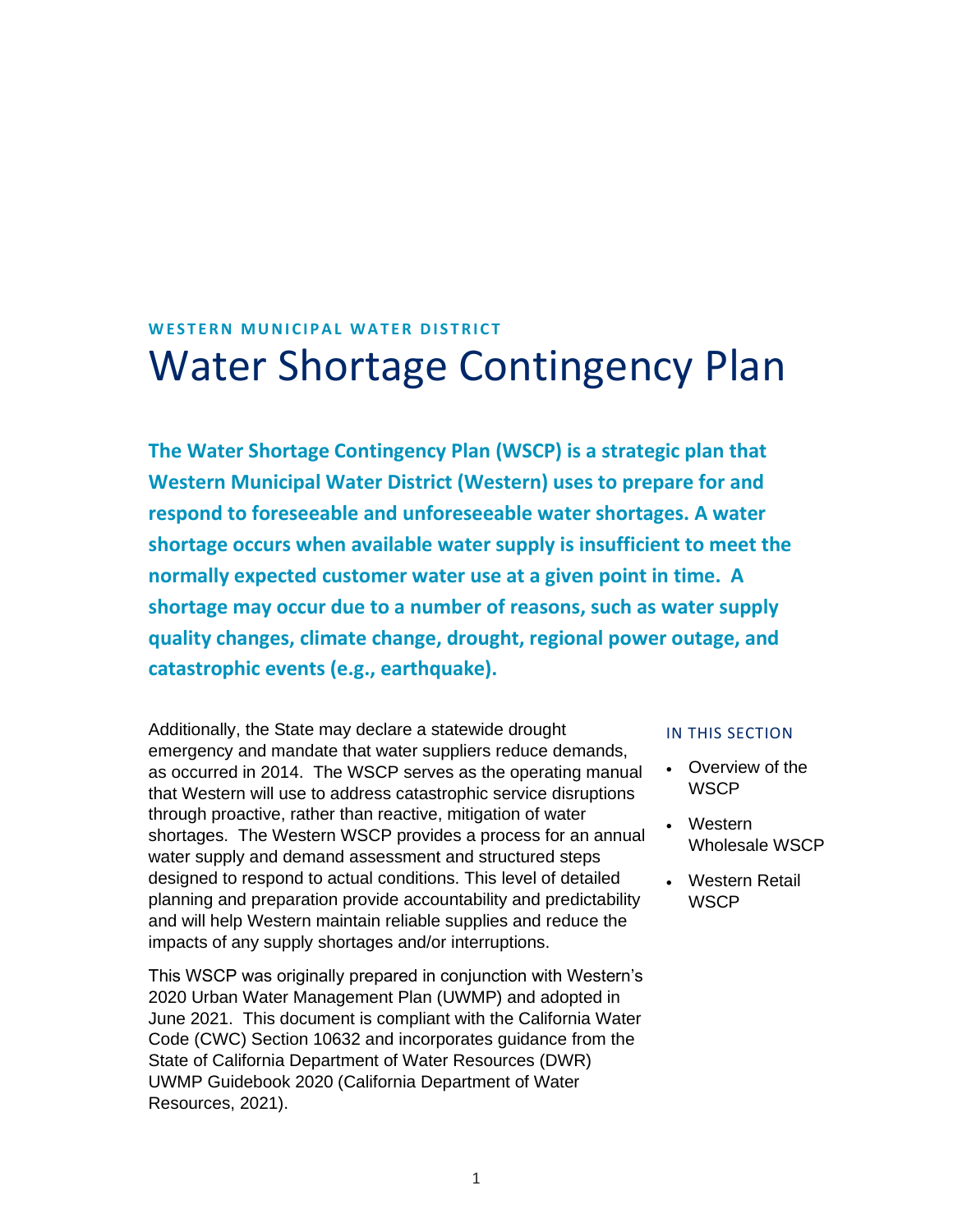**WESTERN MUNICIPAL WATER DISTRICT**

# Water Shortage Contingency Plan

**The Water Shortage Contingency Plan (WSCP) is a strategic plan that Western Municipal Water District (Western) uses to prepare for and respond to foreseeable and unforeseeable water shortages. A water shortage occurs when available water supply is insufficient to meet the normally expected customer water use at a given point in time. A shortage may occur due to a number of reasons, such as water supply quality changes, climate change, drought, regional power outage, and catastrophic events (e.g., earthquake).**

Additionally, the State may declare a statewide drought emergency and mandate that water suppliers reduce demands, as occurred in 2014. The WSCP serves as the operating manual that Western will use to address catastrophic service disruptions through proactive, rather than reactive, mitigation of water shortages. The Western WSCP provides a process for an annual water supply and demand assessment and structured steps designed to respond to actual conditions. This level of detailed planning and preparation provide accountability and predictability and will help Western maintain reliable supplies and reduce the impacts of any supply shortages and/or interruptions.

This WSCP was originally prepared in conjunction with Western's 2020 Urban Water Management Plan (UWMP) and adopted in June 2021. This document is compliant with the California Water Code (CWC) Section 10632 and incorporates guidance from the State of California Department of Water Resources (DWR) UWMP Guidebook 2020 (California Department of Water Resources, 2021).

IN THIS SECTION

- Overview of the WSCP
- Western Wholesale WSCP
- Western Retail WSCP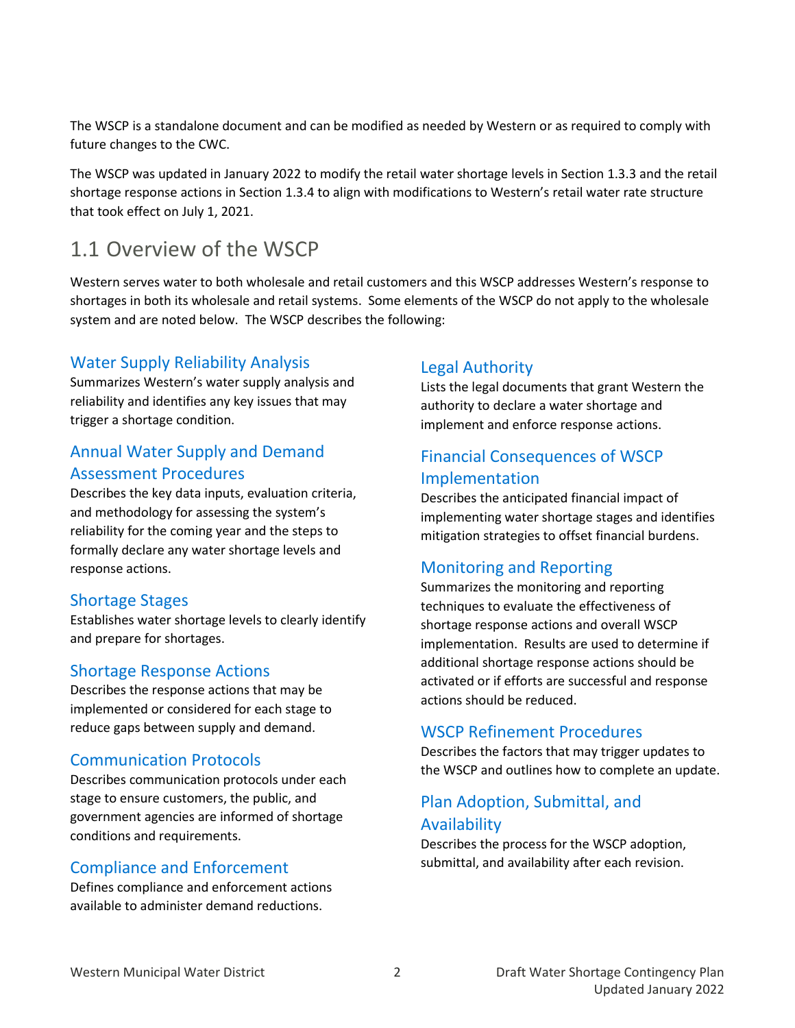The WSCP is a standalone document and can be modified as needed by Western or as required to comply with future changes to the CWC.

The WSCP was updated in January 2022 to modify the retail water shortage levels in Section 1.3.3 and the retail shortage response actions in Section 1.3.4 to align with modifications to Western's retail water rate structure that took effect on July 1, 2021.

## 1.1 Overview of the WSCP

Western serves water to both wholesale and retail customers and this WSCP addresses Western's response to shortages in both its wholesale and retail systems. Some elements of the WSCP do not apply to the wholesale system and are noted below. The WSCP describes the following:

### Water Supply Reliability Analysis

Summarizes Western's water supply analysis and reliability and identifies any key issues that may trigger a shortage condition.

### Annual Water Supply and Demand Assessment Procedures

Describes the key data inputs, evaluation criteria, and methodology for assessing the system's reliability for the coming year and the steps to formally declare any water shortage levels and response actions.

### Shortage Stages

Establishes water shortage levels to clearly identify and prepare for shortages.

### Shortage Response Actions

Describes the response actions that may be implemented or considered for each stage to reduce gaps between supply and demand.

### Communication Protocols

Describes communication protocols under each stage to ensure customers, the public, and government agencies are informed of shortage conditions and requirements.

### Compliance and Enforcement

Defines compliance and enforcement actions available to administer demand reductions.

### Legal Authority

Lists the legal documents that grant Western the authority to declare a water shortage and implement and enforce response actions.

### Financial Consequences of WSCP Implementation

Describes the anticipated financial impact of implementing water shortage stages and identifies mitigation strategies to offset financial burdens.

### Monitoring and Reporting

Summarizes the monitoring and reporting techniques to evaluate the effectiveness of shortage response actions and overall WSCP implementation. Results are used to determine if additional shortage response actions should be activated or if efforts are successful and response actions should be reduced.

### WSCP Refinement Procedures

Describes the factors that may trigger updates to the WSCP and outlines how to complete an update.

### Plan Adoption, Submittal, and Availability

Describes the process for the WSCP adoption, submittal, and availability after each revision.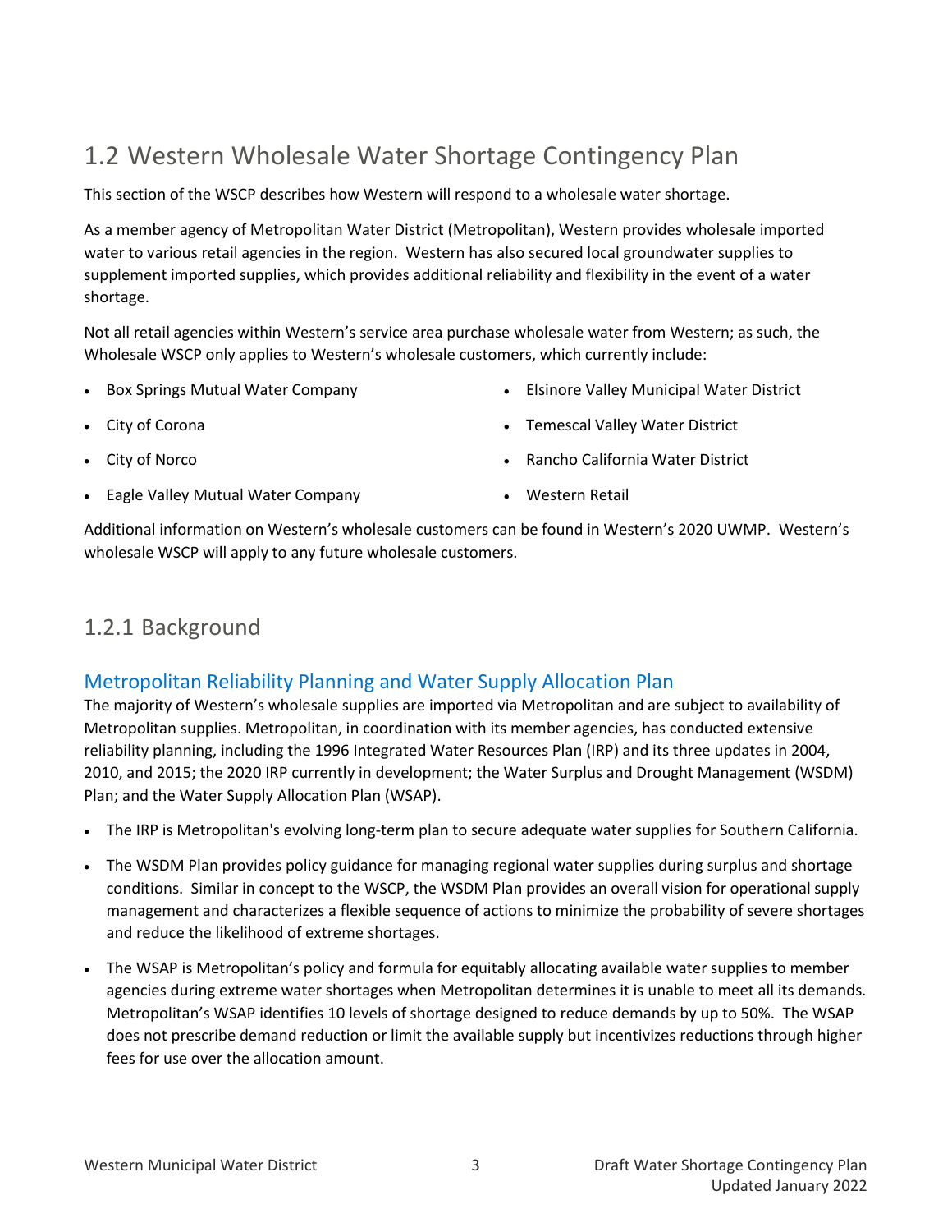## 1.2 Western Wholesale Water Shortage Contingency Plan

This section of the WSCP describes how Western will respond to a wholesale water shortage.

As a member agency of Metropolitan Water District (Metropolitan), Western provides wholesale imported water to various retail agencies in the region. Western has also secured local groundwater supplies to supplement imported supplies, which provides additional reliability and flexibility in the event of a water shortage.

Not all retail agencies within Western's service area purchase wholesale water from Western; as such, the Wholesale WSCP only applies to Western's wholesale customers, which currently include:

- Box Springs Mutual Water Company
- City of Corona
- City of Norco
- Eagle Valley Mutual Water Company
- Elsinore Valley Municipal Water District
- Temescal Valley Water District
- Rancho California Water District
- Western Retail

Additional information on Western's wholesale customers can be found in Western's 2020 UWMP. Western's wholesale WSCP will apply to any future wholesale customers.

### 1.2.1 Background

#### Metropolitan Reliability Planning and Water Supply Allocation Plan

The majority of Western's wholesale supplies are imported via Metropolitan and are subject to availability of Metropolitan supplies. Metropolitan, in coordination with its member agencies, has conducted extensive reliability planning, including the 1996 Integrated Water Resources Plan (IRP) and its three updates in 2004, 2010, and 2015; the 2020 IRP currently in development; the Water Surplus and Drought Management (WSDM) Plan; and the Water Supply Allocation Plan (WSAP).

- The IRP is Metropolitan's evolving long-term plan to secure adequate water supplies for Southern California.
- The WSDM Plan provides policy guidance for managing regional water supplies during surplus and shortage conditions. Similar in concept to the WSCP, the WSDM Plan provides an overall vision for operational supply management and characterizes a flexible sequence of actions to minimize the probability of severe shortages and reduce the likelihood of extreme shortages.
- The WSAP is Metropolitan's policy and formula for equitably allocating available water supplies to member agencies during extreme water shortages when Metropolitan determines it is unable to meet all its demands. Metropolitan's WSAP identifies 10 levels of shortage designed to reduce demands by up to 50%. The WSAP does not prescribe demand reduction or limit the available supply but incentivizes reductions through higher fees for use over the allocation amount.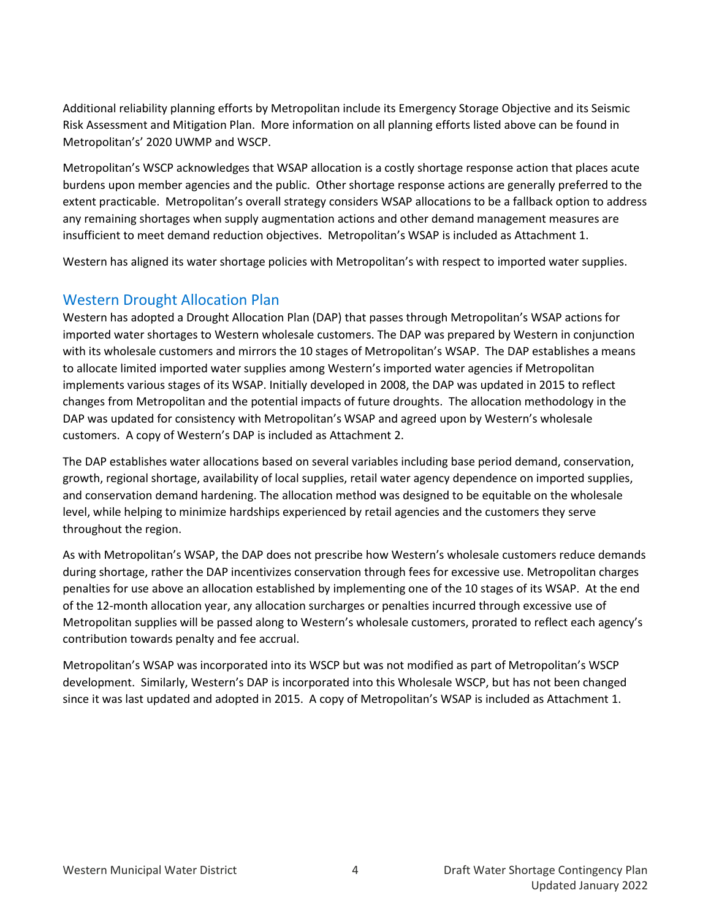Additional reliability planning efforts by Metropolitan include its Emergency Storage Objective and its Seismic Risk Assessment and Mitigation Plan. More information on all planning efforts listed above can be found in Metropolitan's' 2020 UWMP and WSCP.

Metropolitan's WSCP acknowledges that WSAP allocation is a costly shortage response action that places acute burdens upon member agencies and the public. Other shortage response actions are generally preferred to the extent practicable. Metropolitan's overall strategy considers WSAP allocations to be a fallback option to address any remaining shortages when supply augmentation actions and other demand management measures are insufficient to meet demand reduction objectives. Metropolitan's WSAP is included as Attachment 1.

Western has aligned its water shortage policies with Metropolitan's with respect to imported water supplies.

## Western Drought Allocation Plan

Western has adopted a Drought Allocation Plan (DAP) that passes through Metropolitan's WSAP actions for imported water shortages to Western wholesale customers. The DAP was prepared by Western in conjunction with its wholesale customers and mirrors the 10 stages of Metropolitan's WSAP. The DAP establishes a means to allocate limited imported water supplies among Western's imported water agencies if Metropolitan implements various stages of its WSAP. Initially developed in 2008, the DAP was updated in 2015 to reflect changes from Metropolitan and the potential impacts of future droughts. The allocation methodology in the DAP was updated for consistency with Metropolitan's WSAP and agreed upon by Western's wholesale customers. A copy of Western's DAP is included as Attachment 2.

The DAP establishes water allocations based on several variables including base period demand, conservation, growth, regional shortage, availability of local supplies, retail water agency dependence on imported supplies, and conservation demand hardening. The allocation method was designed to be equitable on the wholesale level, while helping to minimize hardships experienced by retail agencies and the customers they serve throughout the region.

As with Metropolitan's WSAP, the DAP does not prescribe how Western's wholesale customers reduce demands during shortage, rather the DAP incentivizes conservation through fees for excessive use. Metropolitan charges penalties for use above an allocation established by implementing one of the 10 stages of its WSAP. At the end of the 12-month allocation year, any allocation surcharges or penalties incurred through excessive use of Metropolitan supplies will be passed along to Western's wholesale customers, prorated to reflect each agency's contribution towards penalty and fee accrual.

Metropolitan's WSAP was incorporated into its WSCP but was not modified as part of Metropolitan's WSCP development. Similarly, Western's DAP is incorporated into this Wholesale WSCP, but has not been changed since it was last updated and adopted in 2015. A copy of Metropolitan's WSAP is included as Attachment 1.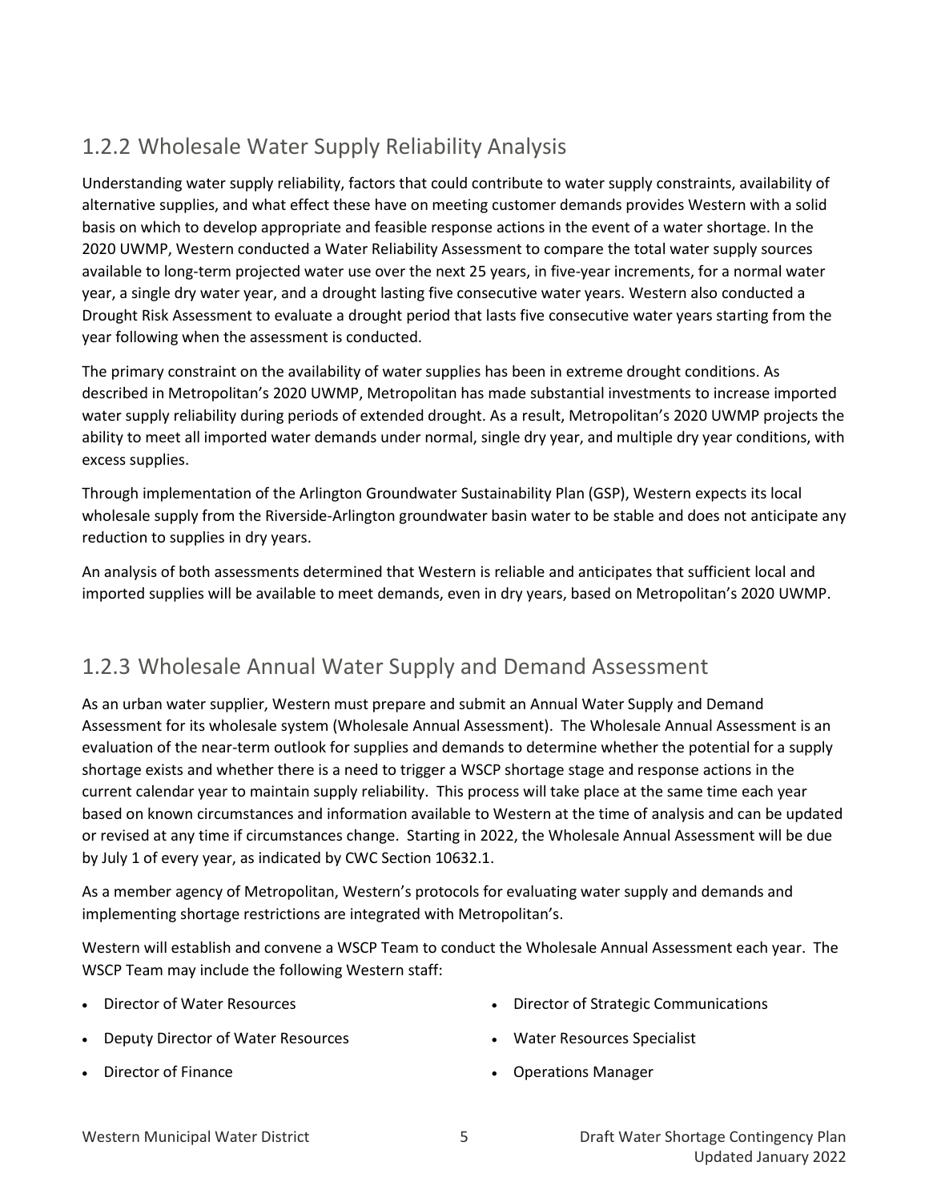## 1.2.2 Wholesale Water Supply Reliability Analysis

Understanding water supply reliability, factors that could contribute to water supply constraints, availability of alternative supplies, and what effect these have on meeting customer demands provides Western with a solid basis on which to develop appropriate and feasible response actions in the event of a water shortage. In the 2020 UWMP, Western conducted a Water Reliability Assessment to compare the total water supply sources available to long-term projected water use over the next 25 years, in five-year increments, for a normal water year, a single dry water year, and a drought lasting five consecutive water years. Western also conducted a Drought Risk Assessment to evaluate a drought period that lasts five consecutive water years starting from the year following when the assessment is conducted.

The primary constraint on the availability of water supplies has been in extreme drought conditions. As described in Metropolitan's 2020 UWMP, Metropolitan has made substantial investments to increase imported water supply reliability during periods of extended drought. As a result, Metropolitan's 2020 UWMP projects the ability to meet all imported water demands under normal, single dry year, and multiple dry year conditions, with excess supplies.

Through implementation of the Arlington Groundwater Sustainability Plan (GSP), Western expects its local wholesale supply from the Riverside-Arlington groundwater basin water to be stable and does not anticipate any reduction to supplies in dry years.

An analysis of both assessments determined that Western is reliable and anticipates that sufficient local and imported supplies will be available to meet demands, even in dry years, based on Metropolitan's 2020 UWMP.

## 1.2.3 Wholesale Annual Water Supply and Demand Assessment

As an urban water supplier, Western must prepare and submit an Annual Water Supply and Demand Assessment for its wholesale system (Wholesale Annual Assessment). The Wholesale Annual Assessment is an evaluation of the near-term outlook for supplies and demands to determine whether the potential for a supply shortage exists and whether there is a need to trigger a WSCP shortage stage and response actions in the current calendar year to maintain supply reliability. This process will take place at the same time each year based on known circumstances and information available to Western at the time of analysis and can be updated or revised at any time if circumstances change. Starting in 2022, the Wholesale Annual Assessment will be due by July 1 of every year, as indicated by CWC Section 10632.1.

As a member agency of Metropolitan, Western's protocols for evaluating water supply and demands and implementing shortage restrictions are integrated with Metropolitan's.

Western will establish and convene a WSCP Team to conduct the Wholesale Annual Assessment each year. The WSCP Team may include the following Western staff:

- Director of Water Resources
- Deputy Director of Water Resources
- Director of Finance
- Director of Strategic Communications
- Water Resources Specialist
- Operations Manager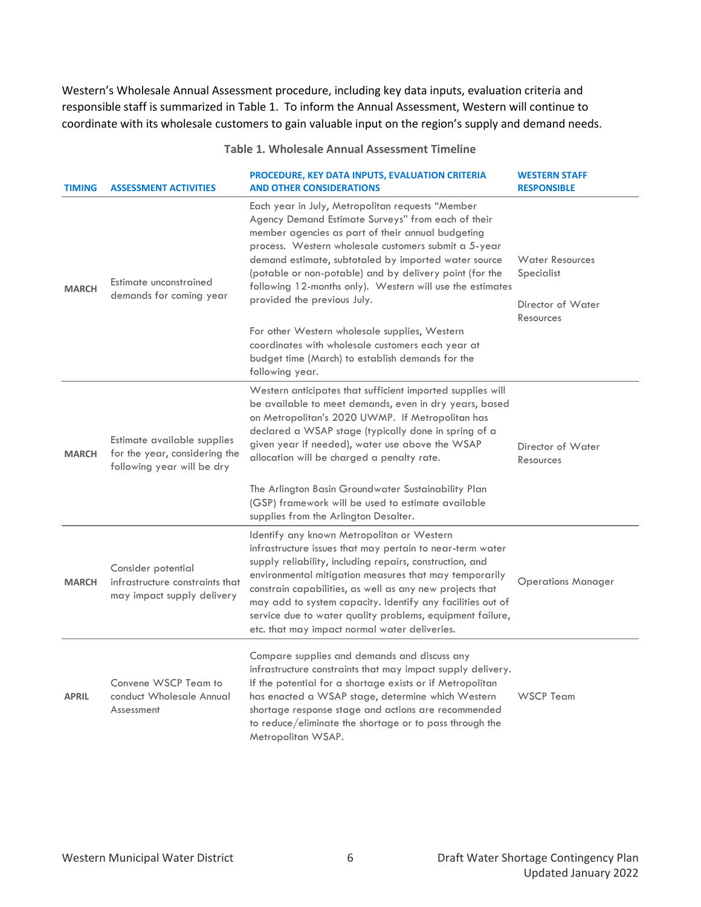Western's Wholesale Annual Assessment procedure, including key data inputs, evaluation criteria and responsible staff is summarized in Table 1. To inform the Annual Assessment, Western will continue to coordinate with its wholesale customers to gain valuable input on the region's supply and demand needs.

**Table 1. Wholesale Annual Assessment Timeline**

| TIMING | ASSESSMENT ACTIVITIES | PROCEDURE, KEY DATA INPUTS, EVALUATION CRITERIA AND OTHER CONSIDERATIONS | WESTERN STAFF RESPONSIBLE |
|---|---|---|---|
| MARCH | Estimate unconstrained demands for coming year | Each year in July, Metropolitan requests "Member Agency Demand Estimate Surveys" from each of their member agencies as part of their annual budgeting process. Western wholesale customers submit a 5-year demand estimate, subtotaled by imported water source (potable or non-potable) and by delivery point (for the following 12-months only). Western will use the estimates provided the previous July.<br><br>For other Western wholesale supplies, Western coordinates with wholesale customers each year at budget time (March) to establish demands for the following year. | Water Resources Specialist<br><br>Director of Water Resources |
| MARCH | Estimate available supplies for the year, considering the following year will be dry | Western anticipates that sufficient imported supplies will be available to meet demands, even in dry years, based on Metropolitan's 2020 UWMP. If Metropolitan has declared a WSAP stage (typically done in spring of a given year if needed), water use above the WSAP allocation will be charged a penalty rate.<br><br>The Arlington Basin Groundwater Sustainability Plan (GSP) framework will be used to estimate available supplies from the Arlington Desalter. | Director of Water Resources |
| MARCH | Consider potential infrastructure constraints that may impact supply delivery | Identify any known Metropolitan or Western infrastructure issues that may pertain to near-term water supply reliability, including repairs, construction, and environmental mitigation measures that may temporarily constrain capabilities, as well as any new projects that may add to system capacity. Identify any facilities out of service due to water quality problems, equipment failure, etc. that may impact normal water deliveries. | Operations Manager |
| APRIL | Convene WSCP Team to conduct Wholesale Annual Assessment | Compare supplies and demands and discuss any infrastructure constraints that may impact supply delivery. If the potential for a shortage exists or if Metropolitan has enacted a WSAP stage, determine which Western shortage response stage and actions are recommended to reduce/eliminate the shortage or to pass through the Metropolitan WSAP. | WSCP Team |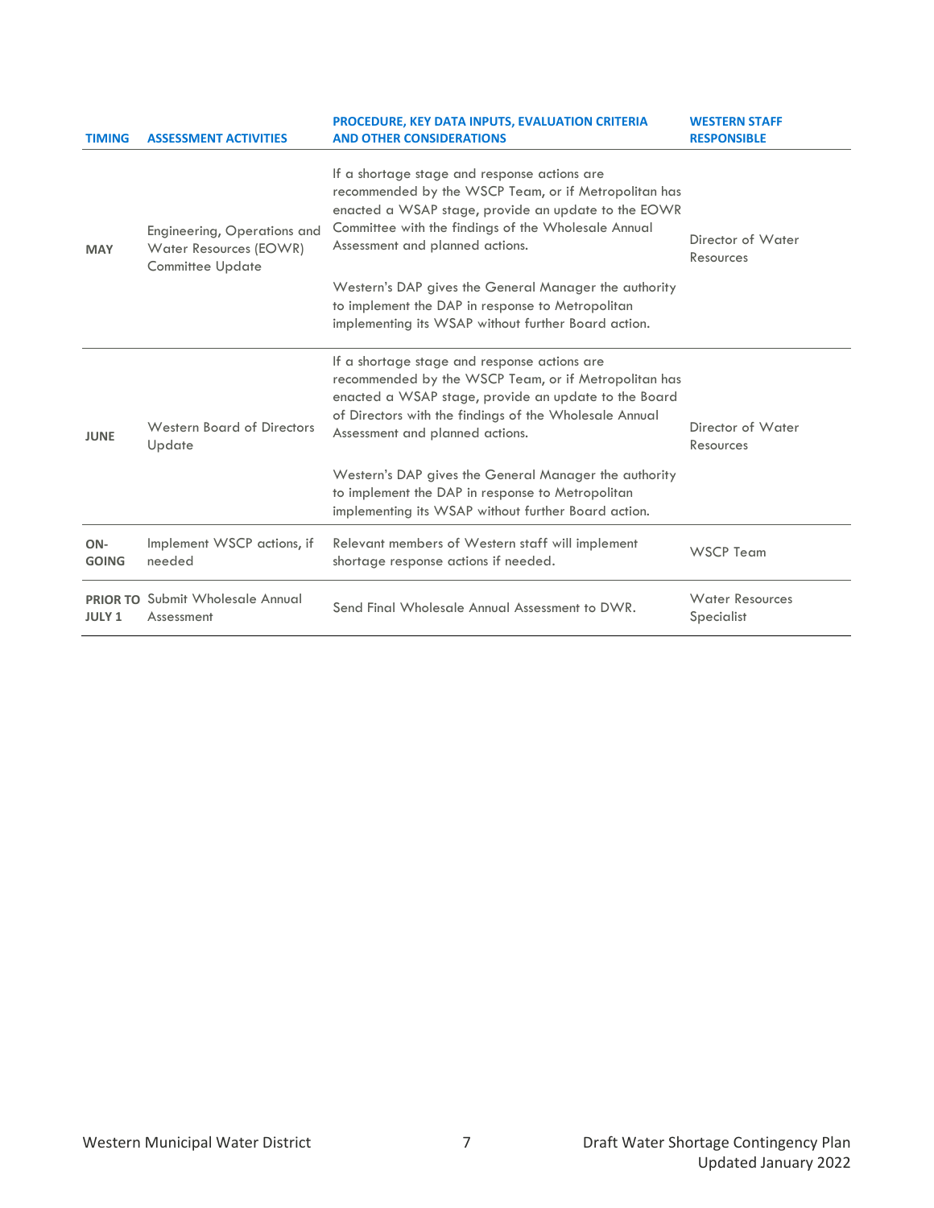| TIMING | ASSESSMENT ACTIVITIES | PROCEDURE, KEY DATA INPUTS, EVALUATION CRITERIA AND OTHER CONSIDERATIONS | WESTERN STAFF RESPONSIBLE |
|---|---|---|---|
| **MAY** | Engineering, Operations and Water Resources (EOWR) Committee Update | If a shortage stage and response actions are recommended by the WSCP Team, or if Metropolitan has enacted a WSAP stage, provide an update to the EOWR Committee with the findings of the Wholesale Annual Assessment and planned actions.<br><br>Western's DAP gives the General Manager the authority to implement the DAP in response to Metropolitan implementing its WSAP without further Board action. | Director of Water Resources |
| **JUNE** | Western Board of Directors Update | If a shortage stage and response actions are recommended by the WSCP Team, or if Metropolitan has enacted a WSAP stage, provide an update to the Board of Directors with the findings of the Wholesale Annual Assessment and planned actions.<br><br>Western's DAP gives the General Manager the authority to implement the DAP in response to Metropolitan implementing its WSAP without further Board action. | Director of Water Resources |
| **ON-GOING** | Implement WSCP actions, if needed | Relevant members of Western staff will implement shortage response actions if needed. | WSCP Team |
| **PRIOR TO JULY 1** | Submit Wholesale Annual Assessment | Send Final Wholesale Annual Assessment to DWR. | Water Resources Specialist |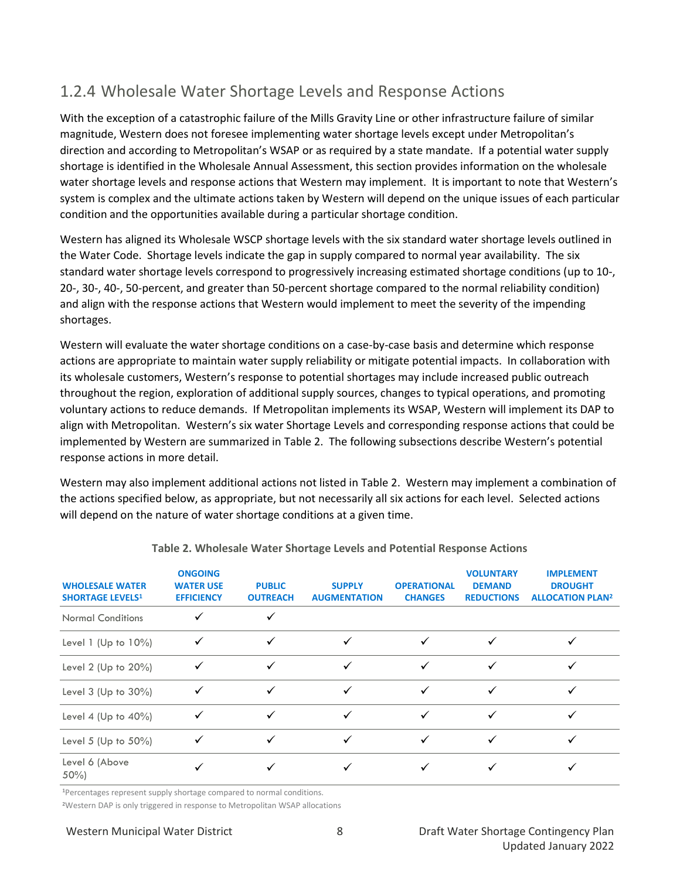## 1.2.4 Wholesale Water Shortage Levels and Response Actions

With the exception of a catastrophic failure of the Mills Gravity Line or other infrastructure failure of similar magnitude, Western does not foresee implementing water shortage levels except under Metropolitan's direction and according to Metropolitan's WSAP or as required by a state mandate. If a potential water supply shortage is identified in the Wholesale Annual Assessment, this section provides information on the wholesale water shortage levels and response actions that Western may implement. It is important to note that Western's system is complex and the ultimate actions taken by Western will depend on the unique issues of each particular condition and the opportunities available during a particular shortage condition.

Western has aligned its Wholesale WSCP shortage levels with the six standard water shortage levels outlined in the Water Code. Shortage levels indicate the gap in supply compared to normal year availability. The six standard water shortage levels correspond to progressively increasing estimated shortage conditions (up to 10-, 20-, 30-, 40-, 50-percent, and greater than 50-percent shortage compared to the normal reliability condition) and align with the response actions that Western would implement to meet the severity of the impending shortages.

Western will evaluate the water shortage conditions on a case-by-case basis and determine which response actions are appropriate to maintain water supply reliability or mitigate potential impacts. In collaboration with its wholesale customers, Western's response to potential shortages may include increased public outreach throughout the region, exploration of additional supply sources, changes to typical operations, and promoting voluntary actions to reduce demands. If Metropolitan implements its WSAP, Western will implement its DAP to align with Metropolitan. Western's six water Shortage Levels and corresponding response actions that could be implemented by Western are summarized in Table 2. The following subsections describe Western's potential response actions in more detail.

Western may also implement additional actions not listed in Table 2. Western may implement a combination of the actions specified below, as appropriate, but not necessarily all six actions for each level. Selected actions will depend on the nature of water shortage conditions at a given time.

**Table 2. Wholesale Water Shortage Levels and Potential Response Actions**

| WHOLESALE WATER SHORTAGE LEVELS[1] | ONGOING WATER USE EFFICIENCY | PUBLIC OUTREACH | SUPPLY AUGMENTATION | OPERATIONAL CHANGES | VOLUNTARY DEMAND REDUCTIONS | IMPLEMENT DROUGHT ALLOCATION PLAN[2] |
|---|---|---|---|---|---|---|
| Normal Conditions | ✓ | ✓ | | | | |
| Level 1 (Up to 10%) | ✓ | ✓ | ✓ | ✓ | ✓ | ✓ |
| Level 2 (Up to 20%) | ✓ | ✓ | ✓ | ✓ | ✓ | ✓ |
| Level 3 (Up to 30%) | ✓ | ✓ | ✓ | ✓ | ✓ | ✓ |
| Level 4 (Up to 40%) | ✓ | ✓ | ✓ | ✓ | ✓ | ✓ |
| Level 5 (Up to 50%) | ✓ | ✓ | ✓ | ✓ | ✓ | ✓ |
| Level 6 (Above 50%) | ✓ | ✓ | ✓ | ✓ | ✓ | ✓ |

[1]Percentages represent supply shortage compared to normal conditions.

[2]Western DAP is only triggered in response to Metropolitan WSAP allocations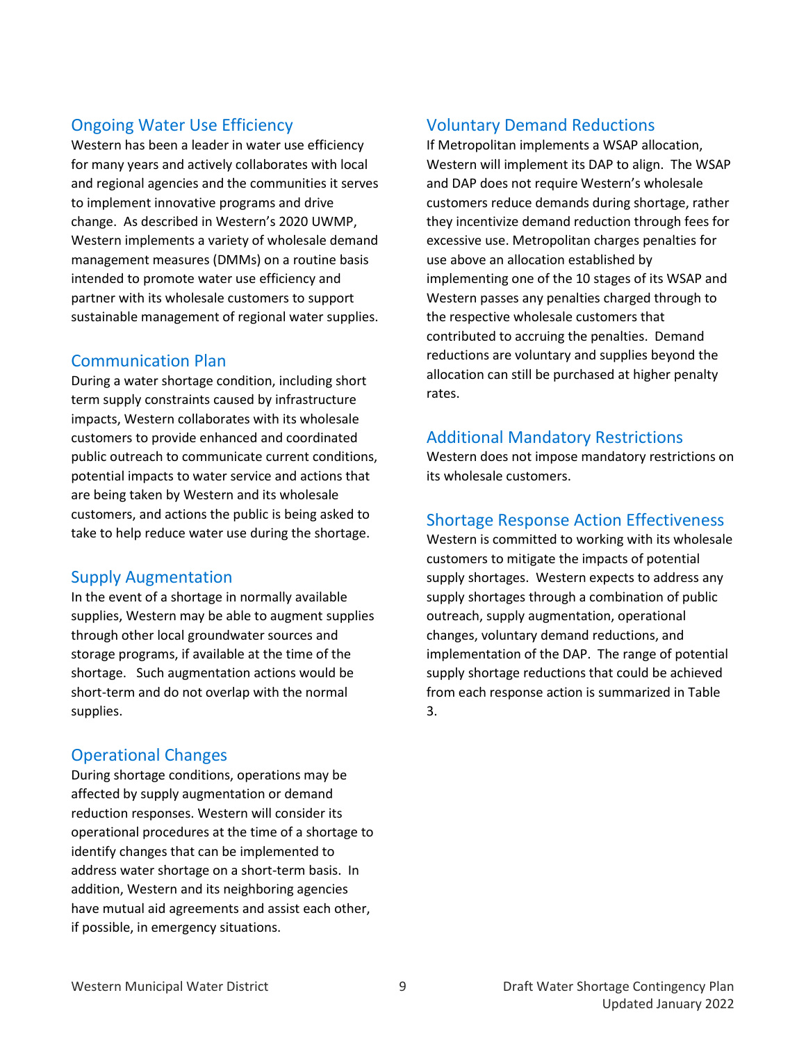## Ongoing Water Use Efficiency

Western has been a leader in water use efficiency for many years and actively collaborates with local and regional agencies and the communities it serves to implement innovative programs and drive change. As described in Western's 2020 UWMP, Western implements a variety of wholesale demand management measures (DMMs) on a routine basis intended to promote water use efficiency and partner with its wholesale customers to support sustainable management of regional water supplies.

## Communication Plan

During a water shortage condition, including short term supply constraints caused by infrastructure impacts, Western collaborates with its wholesale customers to provide enhanced and coordinated public outreach to communicate current conditions, potential impacts to water service and actions that are being taken by Western and its wholesale customers, and actions the public is being asked to take to help reduce water use during the shortage.

## Supply Augmentation

In the event of a shortage in normally available supplies, Western may be able to augment supplies through other local groundwater sources and storage programs, if available at the time of the shortage. Such augmentation actions would be short-term and do not overlap with the normal supplies.

## Operational Changes

During shortage conditions, operations may be affected by supply augmentation or demand reduction responses. Western will consider its operational procedures at the time of a shortage to identify changes that can be implemented to address water shortage on a short-term basis. In addition, Western and its neighboring agencies have mutual aid agreements and assist each other, if possible, in emergency situations.

## Voluntary Demand Reductions

If Metropolitan implements a WSAP allocation, Western will implement its DAP to align. The WSAP and DAP does not require Western's wholesale customers reduce demands during shortage, rather they incentivize demand reduction through fees for excessive use. Metropolitan charges penalties for use above an allocation established by implementing one of the 10 stages of its WSAP and Western passes any penalties charged through to the respective wholesale customers that contributed to accruing the penalties. Demand reductions are voluntary and supplies beyond the allocation can still be purchased at higher penalty rates.

## Additional Mandatory Restrictions

Western does not impose mandatory restrictions on its wholesale customers.

## Shortage Response Action Effectiveness

Western is committed to working with its wholesale customers to mitigate the impacts of potential supply shortages. Western expects to address any supply shortages through a combination of public outreach, supply augmentation, operational changes, voluntary demand reductions, and implementation of the DAP. The range of potential supply shortage reductions that could be achieved from each response action is summarized in Table 3.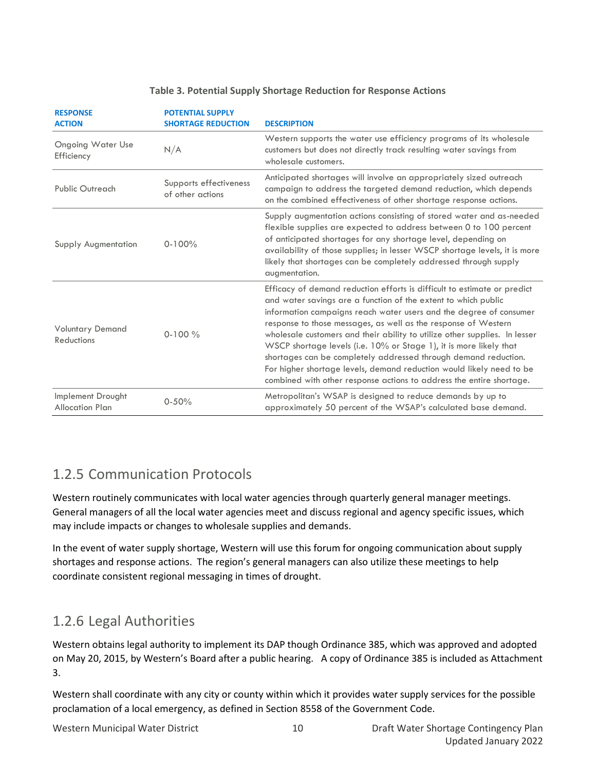**Table 3. Potential Supply Shortage Reduction for Response Actions**

| RESPONSE ACTION | POTENTIAL SUPPLY SHORTAGE REDUCTION | DESCRIPTION |
|---|---|---|
| Ongoing Water Use Efficiency | N/A | Western supports the water use efficiency programs of its wholesale customers but does not directly track resulting water savings from wholesale customers. |
| Public Outreach | Supports effectiveness of other actions | Anticipated shortages will involve an appropriately sized outreach campaign to address the targeted demand reduction, which depends on the combined effectiveness of other shortage response actions. |
| Supply Augmentation | 0-100% | Supply augmentation actions consisting of stored water and as-needed flexible supplies are expected to address between 0 to 100 percent of anticipated shortages for any shortage level, depending on availability of those supplies; in lesser WSCP shortage levels, it is more likely that shortages can be completely addressed through supply augmentation. |
| Voluntary Demand Reductions | 0-100 % | Efficacy of demand reduction efforts is difficult to estimate or predict and water savings are a function of the extent to which public information campaigns reach water users and the degree of consumer response to those messages, as well as the response of Western wholesale customers and their ability to utilize other supplies. In lesser WSCP shortage levels (i.e. 10% or Stage 1), it is more likely that shortages can be completely addressed through demand reduction. For higher shortage levels, demand reduction would likely need to be combined with other response actions to address the entire shortage. |
| Implement Drought Allocation Plan | 0-50% | Metropolitan's WSAP is designed to reduce demands by up to approximately 50 percent of the WSAP's calculated base demand. |

## 1.2.5 Communication Protocols

Western routinely communicates with local water agencies through quarterly general manager meetings. General managers of all the local water agencies meet and discuss regional and agency specific issues, which may include impacts or changes to wholesale supplies and demands.

In the event of water supply shortage, Western will use this forum for ongoing communication about supply shortages and response actions. The region's general managers can also utilize these meetings to help coordinate consistent regional messaging in times of drought.

## 1.2.6 Legal Authorities

Western obtains legal authority to implement its DAP though Ordinance 385, which was approved and adopted on May 20, 2015, by Western's Board after a public hearing. A copy of Ordinance 385 is included as Attachment 3.

Western shall coordinate with any city or county within which it provides water supply services for the possible proclamation of a local emergency, as defined in Section 8558 of the Government Code.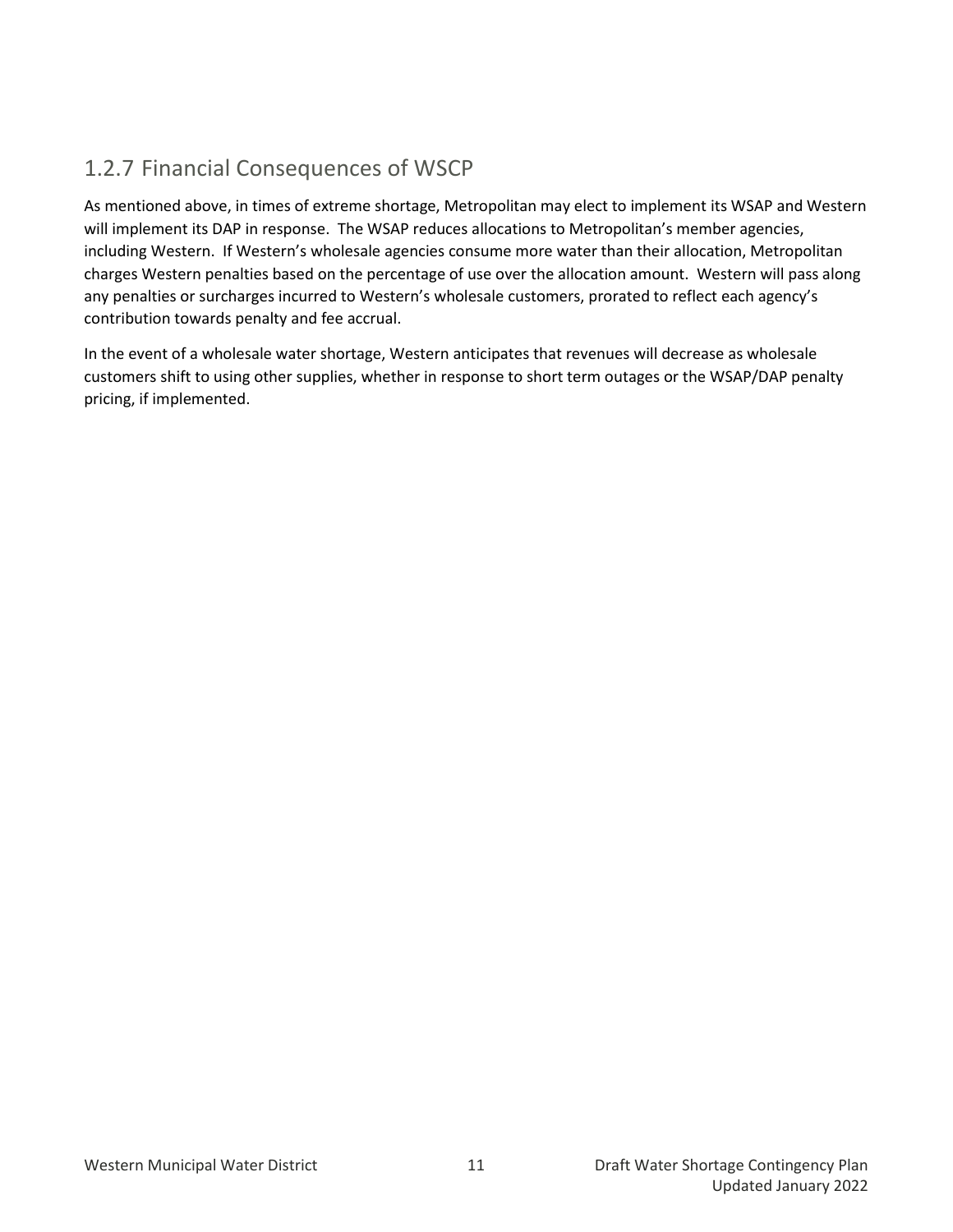### 1.2.7 Financial Consequences of WSCP

As mentioned above, in times of extreme shortage, Metropolitan may elect to implement its WSAP and Western will implement its DAP in response. The WSAP reduces allocations to Metropolitan's member agencies, including Western. If Western's wholesale agencies consume more water than their allocation, Metropolitan charges Western penalties based on the percentage of use over the allocation amount. Western will pass along any penalties or surcharges incurred to Western's wholesale customers, prorated to reflect each agency's contribution towards penalty and fee accrual.

In the event of a wholesale water shortage, Western anticipates that revenues will decrease as wholesale customers shift to using other supplies, whether in response to short term outages or the WSAP/DAP penalty pricing, if implemented.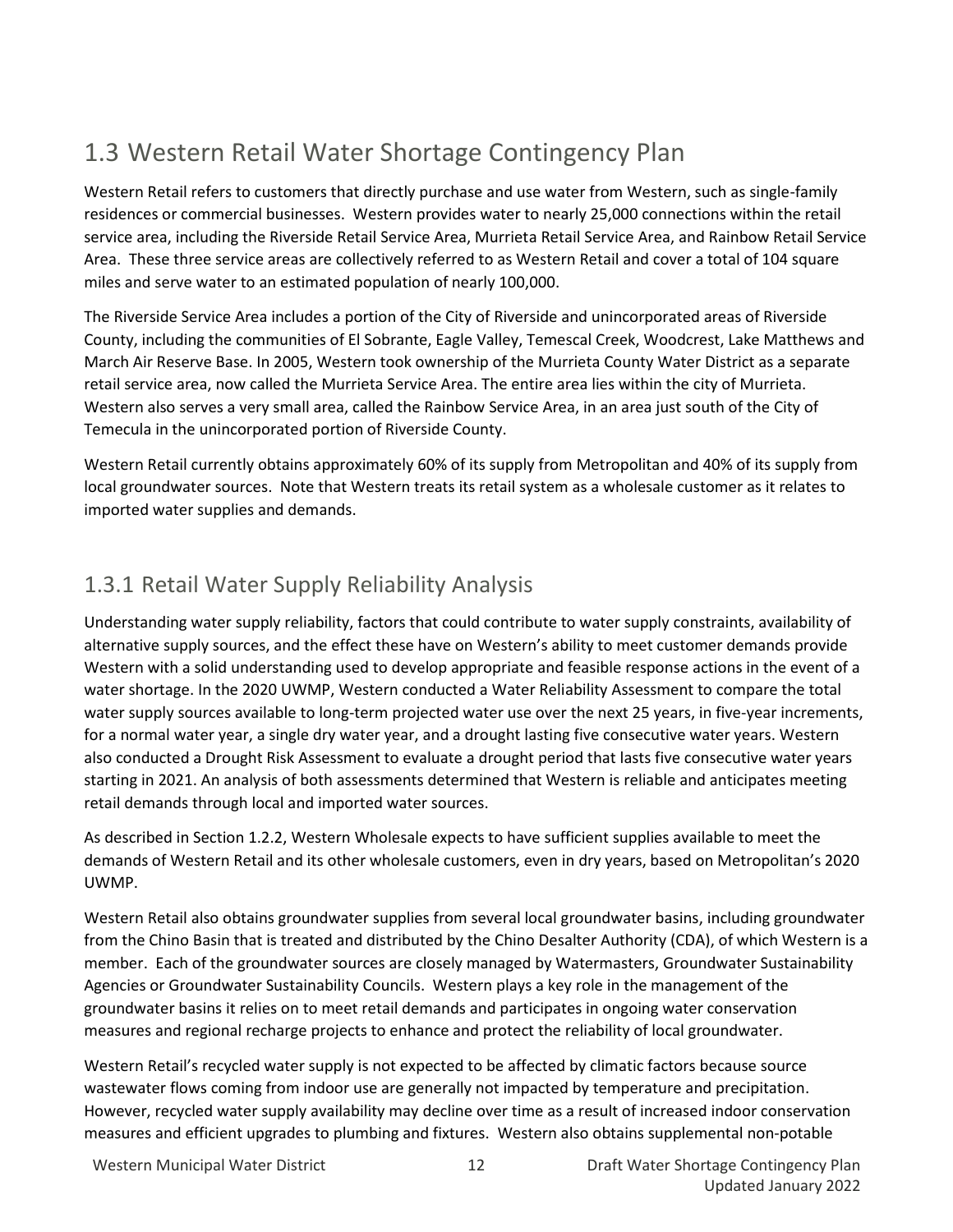## 1.3 Western Retail Water Shortage Contingency Plan

Western Retail refers to customers that directly purchase and use water from Western, such as single-family residences or commercial businesses. Western provides water to nearly 25,000 connections within the retail service area, including the Riverside Retail Service Area, Murrieta Retail Service Area, and Rainbow Retail Service Area. These three service areas are collectively referred to as Western Retail and cover a total of 104 square miles and serve water to an estimated population of nearly 100,000.

The Riverside Service Area includes a portion of the City of Riverside and unincorporated areas of Riverside County, including the communities of El Sobrante, Eagle Valley, Temescal Creek, Woodcrest, Lake Matthews and March Air Reserve Base. In 2005, Western took ownership of the Murrieta County Water District as a separate retail service area, now called the Murrieta Service Area. The entire area lies within the city of Murrieta. Western also serves a very small area, called the Rainbow Service Area, in an area just south of the City of Temecula in the unincorporated portion of Riverside County.

Western Retail currently obtains approximately 60% of its supply from Metropolitan and 40% of its supply from local groundwater sources. Note that Western treats its retail system as a wholesale customer as it relates to imported water supplies and demands.

### 1.3.1 Retail Water Supply Reliability Analysis

Understanding water supply reliability, factors that could contribute to water supply constraints, availability of alternative supply sources, and the effect these have on Western's ability to meet customer demands provide Western with a solid understanding used to develop appropriate and feasible response actions in the event of a water shortage. In the 2020 UWMP, Western conducted a Water Reliability Assessment to compare the total water supply sources available to long-term projected water use over the next 25 years, in five-year increments, for a normal water year, a single dry water year, and a drought lasting five consecutive water years. Western also conducted a Drought Risk Assessment to evaluate a drought period that lasts five consecutive water years starting in 2021. An analysis of both assessments determined that Western is reliable and anticipates meeting retail demands through local and imported water sources.

As described in Section 1.2.2, Western Wholesale expects to have sufficient supplies available to meet the demands of Western Retail and its other wholesale customers, even in dry years, based on Metropolitan's 2020 UWMP.

Western Retail also obtains groundwater supplies from several local groundwater basins, including groundwater from the Chino Basin that is treated and distributed by the Chino Desalter Authority (CDA), of which Western is a member. Each of the groundwater sources are closely managed by Watermasters, Groundwater Sustainability Agencies or Groundwater Sustainability Councils. Western plays a key role in the management of the groundwater basins it relies on to meet retail demands and participates in ongoing water conservation measures and regional recharge projects to enhance and protect the reliability of local groundwater.

Western Retail's recycled water supply is not expected to be affected by climatic factors because source wastewater flows coming from indoor use are generally not impacted by temperature and precipitation. However, recycled water supply availability may decline over time as a result of increased indoor conservation measures and efficient upgrades to plumbing and fixtures. Western also obtains supplemental non-potable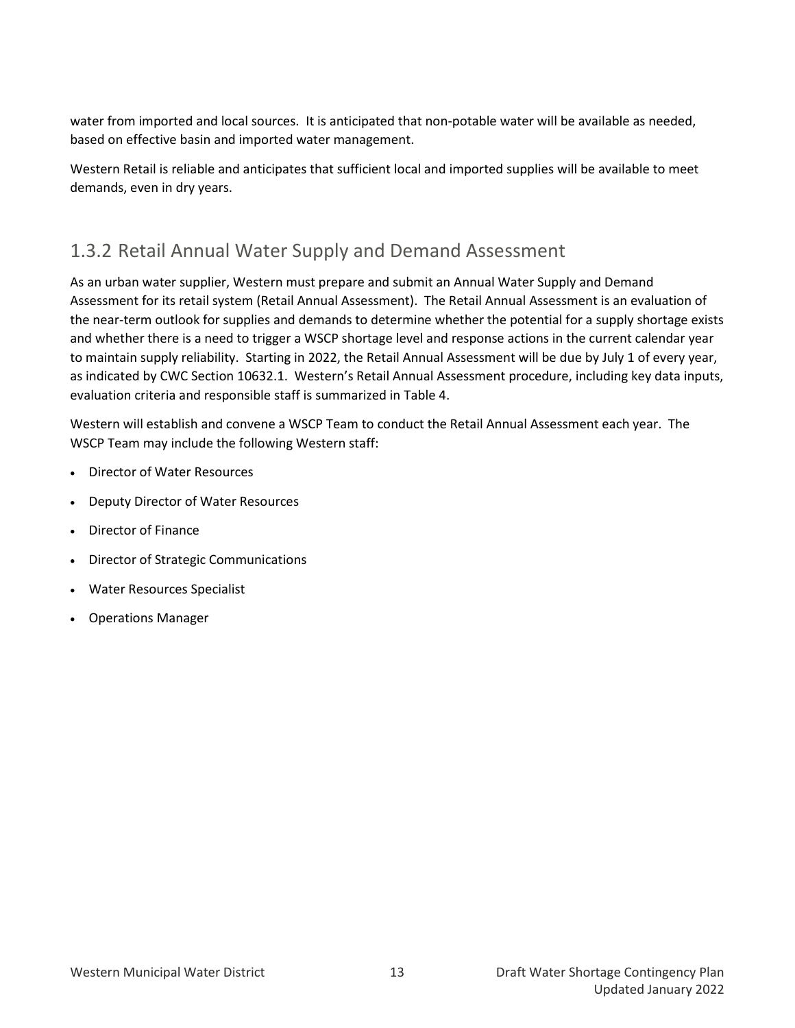water from imported and local sources. It is anticipated that non-potable water will be available as needed, based on effective basin and imported water management.

Western Retail is reliable and anticipates that sufficient local and imported supplies will be available to meet demands, even in dry years.

### 1.3.2 Retail Annual Water Supply and Demand Assessment

As an urban water supplier, Western must prepare and submit an Annual Water Supply and Demand Assessment for its retail system (Retail Annual Assessment). The Retail Annual Assessment is an evaluation of the near-term outlook for supplies and demands to determine whether the potential for a supply shortage exists and whether there is a need to trigger a WSCP shortage level and response actions in the current calendar year to maintain supply reliability. Starting in 2022, the Retail Annual Assessment will be due by July 1 of every year, as indicated by CWC Section 10632.1. Western's Retail Annual Assessment procedure, including key data inputs, evaluation criteria and responsible staff is summarized in Table 4.

Western will establish and convene a WSCP Team to conduct the Retail Annual Assessment each year. The WSCP Team may include the following Western staff:

- Director of Water Resources
- Deputy Director of Water Resources
- Director of Finance
- Director of Strategic Communications
- Water Resources Specialist
- Operations Manager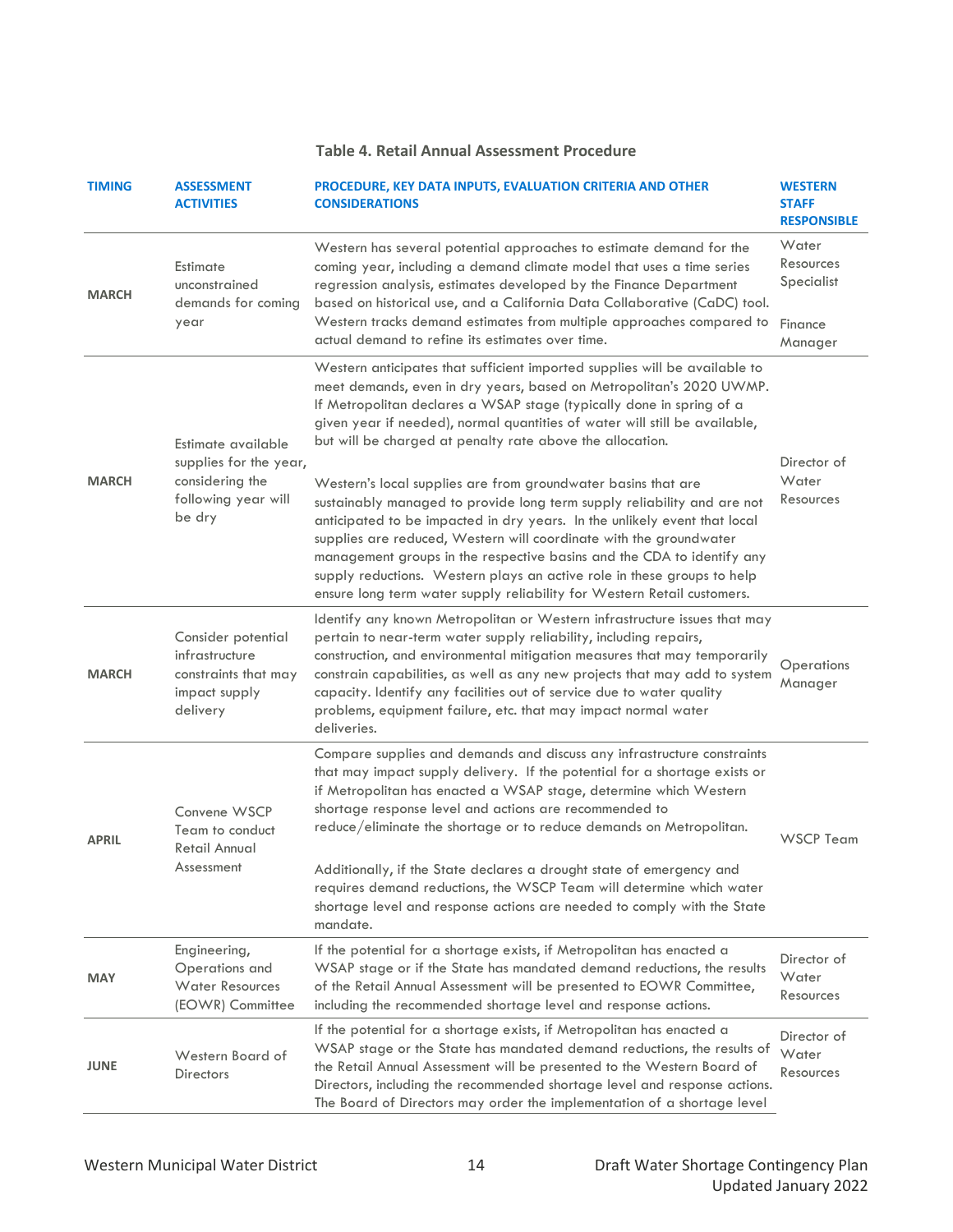**Table 4. Retail Annual Assessment Procedure**

| TIMING | ASSESSMENT ACTIVITIES | PROCEDURE, KEY DATA INPUTS, EVALUATION CRITERIA AND OTHER CONSIDERATIONS | WESTERN STAFF RESPONSIBLE |
|---|---|---|---|
| MARCH | Estimate unconstrained demands for coming year | Western has several potential approaches to estimate demand for the coming year, including a demand climate model that uses a time series regression analysis, estimates developed by the Finance Department based on historical use, and a California Data Collaborative (CaDC) tool. Western tracks demand estimates from multiple approaches compared to actual demand to refine its estimates over time. | Water Resources Specialist<br><br>Finance Manager |
| MARCH | Estimate available supplies for the year, considering the following year will be dry | Western anticipates that sufficient imported supplies will be available to meet demands, even in dry years, based on Metropolitan's 2020 UWMP. If Metropolitan declares a WSAP stage (typically done in spring of a given year if needed), normal quantities of water will still be available, but will be charged at penalty rate above the allocation.<br><br>Western's local supplies are from groundwater basins that are sustainably managed to provide long term supply reliability and are not anticipated to be impacted in dry years. In the unlikely event that local supplies are reduced, Western will coordinate with the groundwater management groups in the respective basins and the CDA to identify any supply reductions. Western plays an active role in these groups to help ensure long term water supply reliability for Western Retail customers. | Director of Water Resources |
| MARCH | Consider potential infrastructure constraints that may impact supply delivery | Identify any known Metropolitan or Western infrastructure issues that may pertain to near-term water supply reliability, including repairs, construction, and environmental mitigation measures that may temporarily constrain capabilities, as well as any new projects that may add to system capacity. Identify any facilities out of service due to water quality problems, equipment failure, etc. that may impact normal water deliveries. | Operations Manager |
| APRIL | Convene WSCP Team to conduct Retail Annual Assessment | Compare supplies and demands and discuss any infrastructure constraints that may impact supply delivery. If the potential for a shortage exists or if Metropolitan has enacted a WSAP stage, determine which Western shortage response level and actions are recommended to reduce/eliminate the shortage or to reduce demands on Metropolitan.<br><br>Additionally, if the State declares a drought state of emergency and requires demand reductions, the WSCP Team will determine which water shortage level and response actions are needed to comply with the State mandate. | WSCP Team |
| MAY | Engineering, Operations and Water Resources (EOWR) Committee | If the potential for a shortage exists, if Metropolitan has enacted a WSAP stage or if the State has mandated demand reductions, the results of the Retail Annual Assessment will be presented to EOWR Committee, including the recommended shortage level and response actions. | Director of Water Resources |
| JUNE | Western Board of Directors | If the potential for a shortage exists, if Metropolitan has enacted a WSAP stage or the State has mandated demand reductions, the results of the Retail Annual Assessment will be presented to the Western Board of Directors, including the recommended shortage level and response actions. The Board of Directors may order the implementation of a shortage level | Director of Water Resources |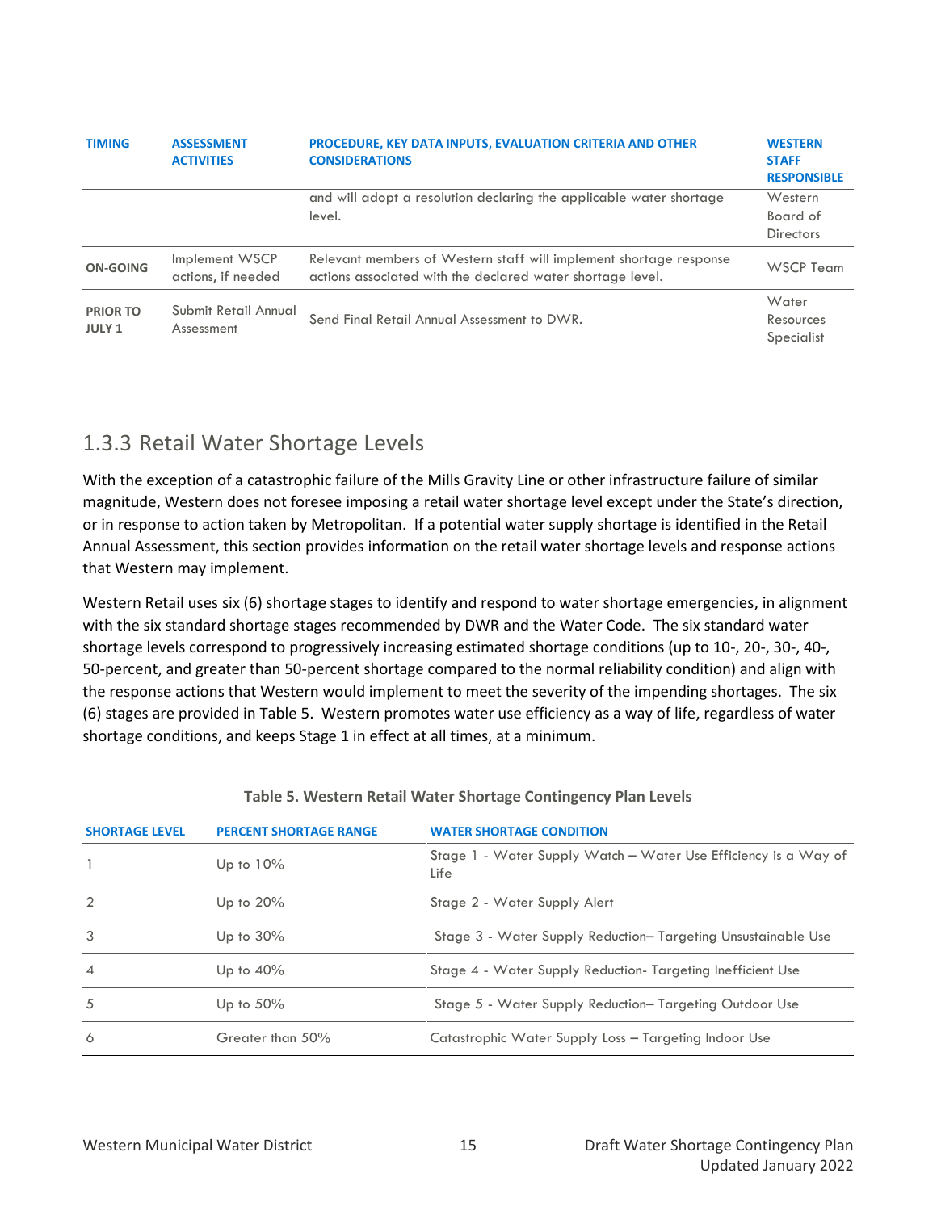| TIMING | ASSESSMENT ACTIVITIES | PROCEDURE, KEY DATA INPUTS, EVALUATION CRITERIA AND OTHER CONSIDERATIONS | WESTERN STAFF RESPONSIBLE |
|---|---|---|---|
| | | and will adopt a resolution declaring the applicable water shortage level. | Western Board of Directors |
| ON-GOING | Implement WSCP actions, if needed | Relevant members of Western staff will implement shortage response actions associated with the declared water shortage level. | WSCP Team |
| PRIOR TO JULY 1 | Submit Retail Annual Assessment | Send Final Retail Annual Assessment to DWR. | Water Resources Specialist |

## 1.3.3 Retail Water Shortage Levels

With the exception of a catastrophic failure of the Mills Gravity Line or other infrastructure failure of similar magnitude, Western does not foresee imposing a retail water shortage level except under the State's direction, or in response to action taken by Metropolitan. If a potential water supply shortage is identified in the Retail Annual Assessment, this section provides information on the retail water shortage levels and response actions that Western may implement.

Western Retail uses six (6) shortage stages to identify and respond to water shortage emergencies, in alignment with the six standard shortage stages recommended by DWR and the Water Code. The six standard water shortage levels correspond to progressively increasing estimated shortage conditions (up to 10-, 20-, 30-, 40-, 50-percent, and greater than 50-percent shortage compared to the normal reliability condition) and align with the response actions that Western would implement to meet the severity of the impending shortages. The six (6) stages are provided in Table 5. Western promotes water use efficiency as a way of life, regardless of water shortage conditions, and keeps Stage 1 in effect at all times, at a minimum.

**Table 5. Western Retail Water Shortage Contingency Plan Levels**

| SHORTAGE LEVEL | PERCENT SHORTAGE RANGE | WATER SHORTAGE CONDITION |
|---|---|---|
| 1 | Up to 10% | Stage 1 - Water Supply Watch – Water Use Efficiency is a Way of Life |
| 2 | Up to 20% | Stage 2 - Water Supply Alert |
| 3 | Up to 30% | Stage 3 - Water Supply Reduction– Targeting Unsustainable Use |
| 4 | Up to 40% | Stage 4 - Water Supply Reduction- Targeting Inefficient Use |
| 5 | Up to 50% | Stage 5 - Water Supply Reduction– Targeting Outdoor Use |
| 6 | Greater than 50% | Catastrophic Water Supply Loss – Targeting Indoor Use |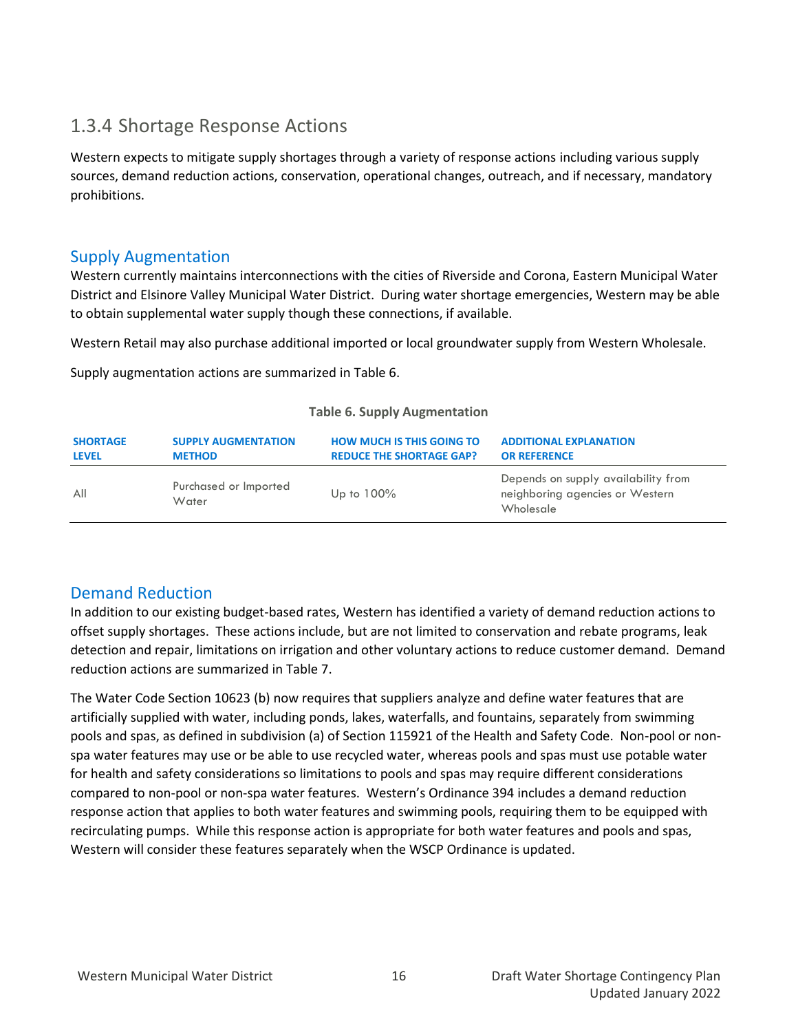## 1.3.4 Shortage Response Actions

Western expects to mitigate supply shortages through a variety of response actions including various supply sources, demand reduction actions, conservation, operational changes, outreach, and if necessary, mandatory prohibitions.

### Supply Augmentation

Western currently maintains interconnections with the cities of Riverside and Corona, Eastern Municipal Water District and Elsinore Valley Municipal Water District. During water shortage emergencies, Western may be able to obtain supplemental water supply though these connections, if available.

Western Retail may also purchase additional imported or local groundwater supply from Western Wholesale.

Supply augmentation actions are summarized in Table 6.

**Table 6. Supply Augmentation**

| SHORTAGE LEVEL | SUPPLY AUGMENTATION METHOD | HOW MUCH IS THIS GOING TO REDUCE THE SHORTAGE GAP? | ADDITIONAL EXPLANATION OR REFERENCE |
|---|---|---|---|
| All | Purchased or Imported Water | Up to 100% | Depends on supply availability from neighboring agencies or Western Wholesale |

### Demand Reduction

In addition to our existing budget-based rates, Western has identified a variety of demand reduction actions to offset supply shortages. These actions include, but are not limited to conservation and rebate programs, leak detection and repair, limitations on irrigation and other voluntary actions to reduce customer demand. Demand reduction actions are summarized in Table 7.

The Water Code Section 10623 (b) now requires that suppliers analyze and define water features that are artificially supplied with water, including ponds, lakes, waterfalls, and fountains, separately from swimming pools and spas, as defined in subdivision (a) of Section 115921 of the Health and Safety Code. Non-pool or non-spa water features may use or be able to use recycled water, whereas pools and spas must use potable water for health and safety considerations so limitations to pools and spas may require different considerations compared to non-pool or non-spa water features. Western's Ordinance 394 includes a demand reduction response action that applies to both water features and swimming pools, requiring them to be equipped with recirculating pumps. While this response action is appropriate for both water features and pools and spas, Western will consider these features separately when the WSCP Ordinance is updated.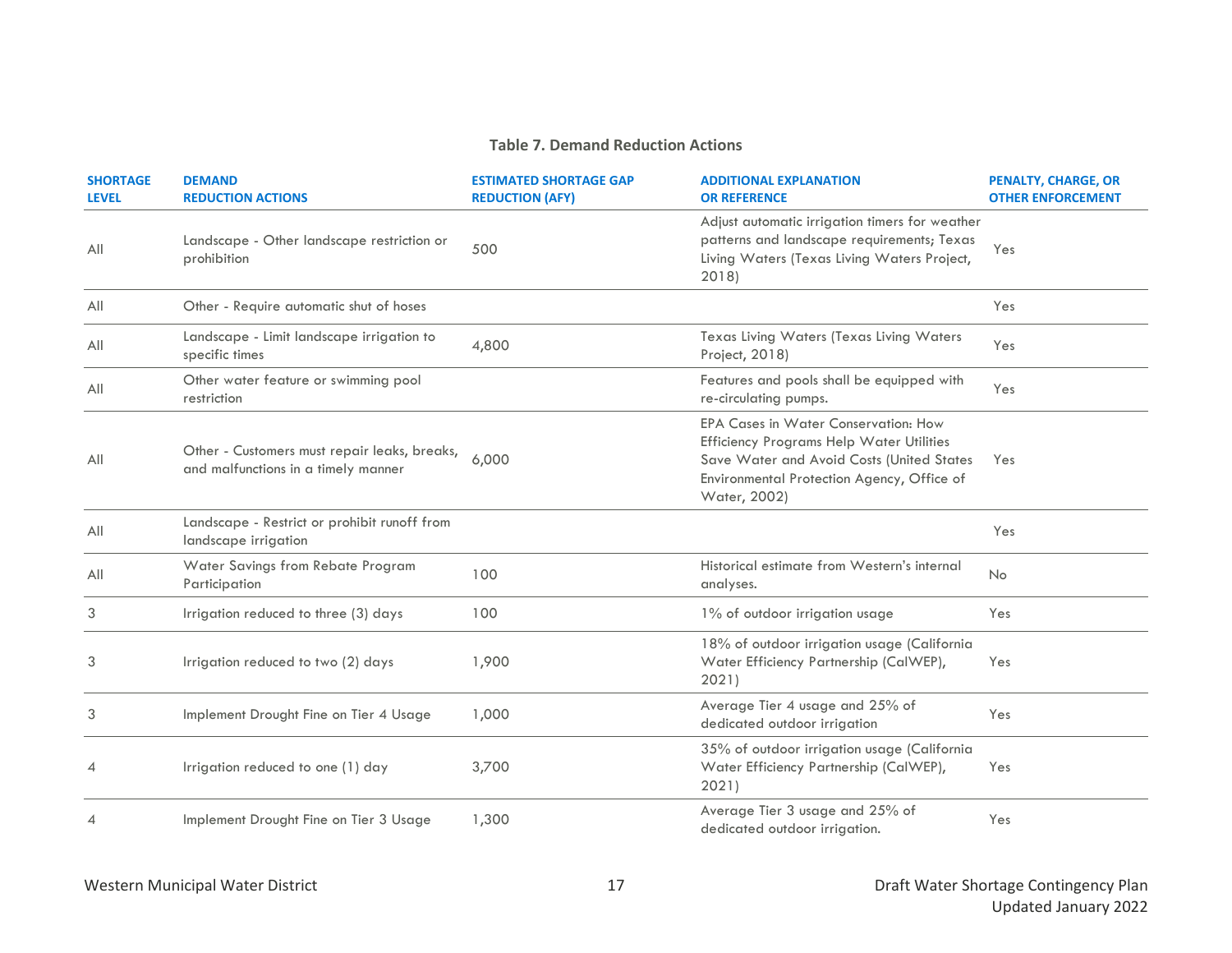**Table 7. Demand Reduction Actions**

| SHORTAGE LEVEL | DEMAND REDUCTION ACTIONS | ESTIMATED SHORTAGE GAP REDUCTION (AFY) | ADDITIONAL EXPLANATION OR REFERENCE | PENALTY, CHARGE, OR OTHER ENFORCEMENT |
|---|---|---|---|---|
| All | Landscape - Other landscape restriction or prohibition | 500 | Adjust automatic irrigation timers for weather patterns and landscape requirements; Texas Living Waters (Texas Living Waters Project, 2018) | Yes |
| All | Other - Require automatic shut of hoses | | | Yes |
| All | Landscape - Limit landscape irrigation to specific times | 4,800 | Texas Living Waters (Texas Living Waters Project, 2018) | Yes |
| All | Other water feature or swimming pool restriction | | Features and pools shall be equipped with re-circulating pumps. | Yes |
| All | Other - Customers must repair leaks, breaks, and malfunctions in a timely manner | 6,000 | EPA Cases in Water Conservation: How Efficiency Programs Help Water Utilities Save Water and Avoid Costs (United States Environmental Protection Agency, Office of Water, 2002) | Yes |
| All | Landscape - Restrict or prohibit runoff from landscape irrigation | | | Yes |
| All | Water Savings from Rebate Program Participation | 100 | Historical estimate from Western's internal analyses. | No |
| 3 | Irrigation reduced to three (3) days | 100 | 1% of outdoor irrigation usage | Yes |
| 3 | Irrigation reduced to two (2) days | 1,900 | 18% of outdoor irrigation usage (California Water Efficiency Partnership (CalWEP), 2021) | Yes |
| 3 | Implement Drought Fine on Tier 4 Usage | 1,000 | Average Tier 4 usage and 25% of dedicated outdoor irrigation | Yes |
| 4 | Irrigation reduced to one (1) day | 3,700 | 35% of outdoor irrigation usage (California Water Efficiency Partnership (CalWEP), 2021) | Yes |
| 4 | Implement Drought Fine on Tier 3 Usage | 1,300 | Average Tier 3 usage and 25% of dedicated outdoor irrigation. | Yes |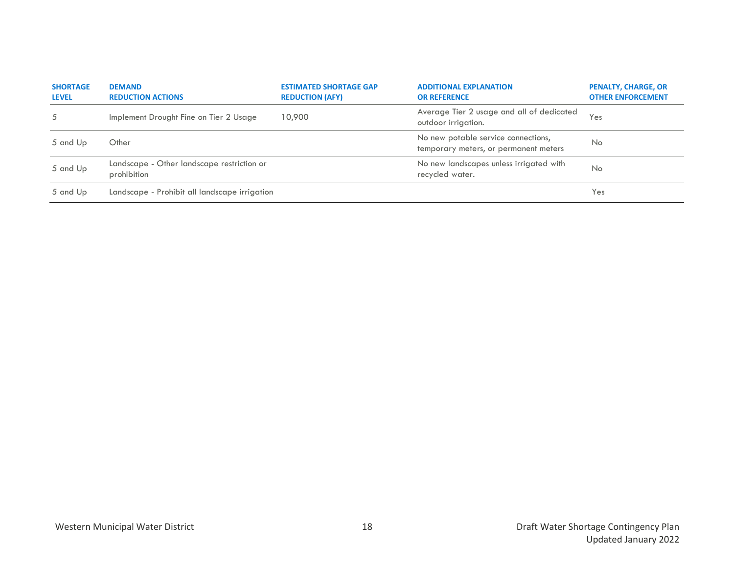| SHORTAGE LEVEL | DEMAND REDUCTION ACTIONS | ESTIMATED SHORTAGE GAP REDUCTION (AFY) | ADDITIONAL EXPLANATION OR REFERENCE | PENALTY, CHARGE, OR OTHER ENFORCEMENT |
|---|---|---|---|---|
| 5 | Implement Drought Fine on Tier 2 Usage | 10,900 | Average Tier 2 usage and all of dedicated outdoor irrigation. | Yes |
| 5 and Up | Other | | No new potable service connections, temporary meters, or permanent meters | No |
| 5 and Up | Landscape - Other landscape restriction or prohibition | | No new landscapes unless irrigated with recycled water. | No |
| 5 and Up | Landscape - Prohibit all landscape irrigation | | | Yes |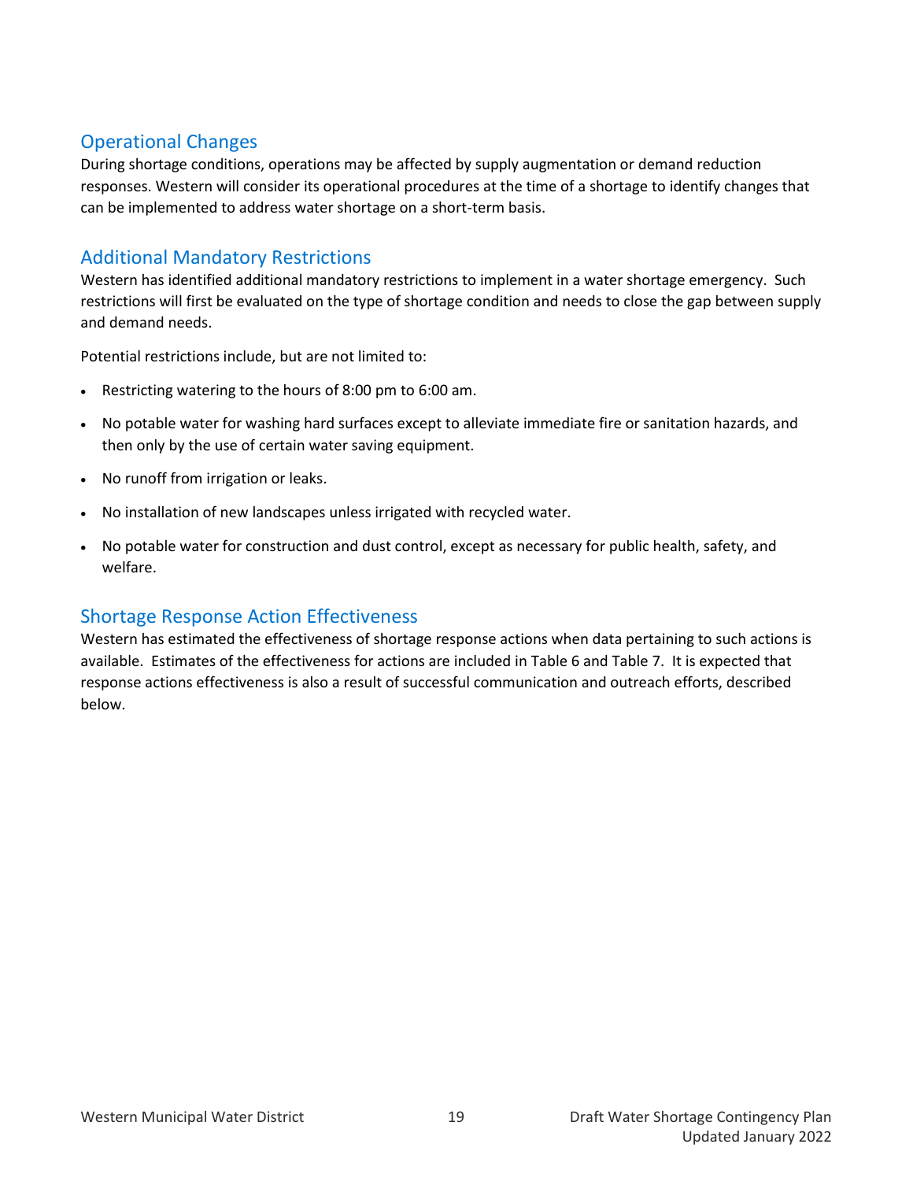## Operational Changes

During shortage conditions, operations may be affected by supply augmentation or demand reduction responses. Western will consider its operational procedures at the time of a shortage to identify changes that can be implemented to address water shortage on a short-term basis.

## Additional Mandatory Restrictions

Western has identified additional mandatory restrictions to implement in a water shortage emergency. Such restrictions will first be evaluated on the type of shortage condition and needs to close the gap between supply and demand needs.

Potential restrictions include, but are not limited to:

- Restricting watering to the hours of 8:00 pm to 6:00 am.
- No potable water for washing hard surfaces except to alleviate immediate fire or sanitation hazards, and then only by the use of certain water saving equipment.
- No runoff from irrigation or leaks.
- No installation of new landscapes unless irrigated with recycled water.
- No potable water for construction and dust control, except as necessary for public health, safety, and welfare.

## Shortage Response Action Effectiveness

Western has estimated the effectiveness of shortage response actions when data pertaining to such actions is available. Estimates of the effectiveness for actions are included in Table 6 and Table 7. It is expected that response actions effectiveness is also a result of successful communication and outreach efforts, described below.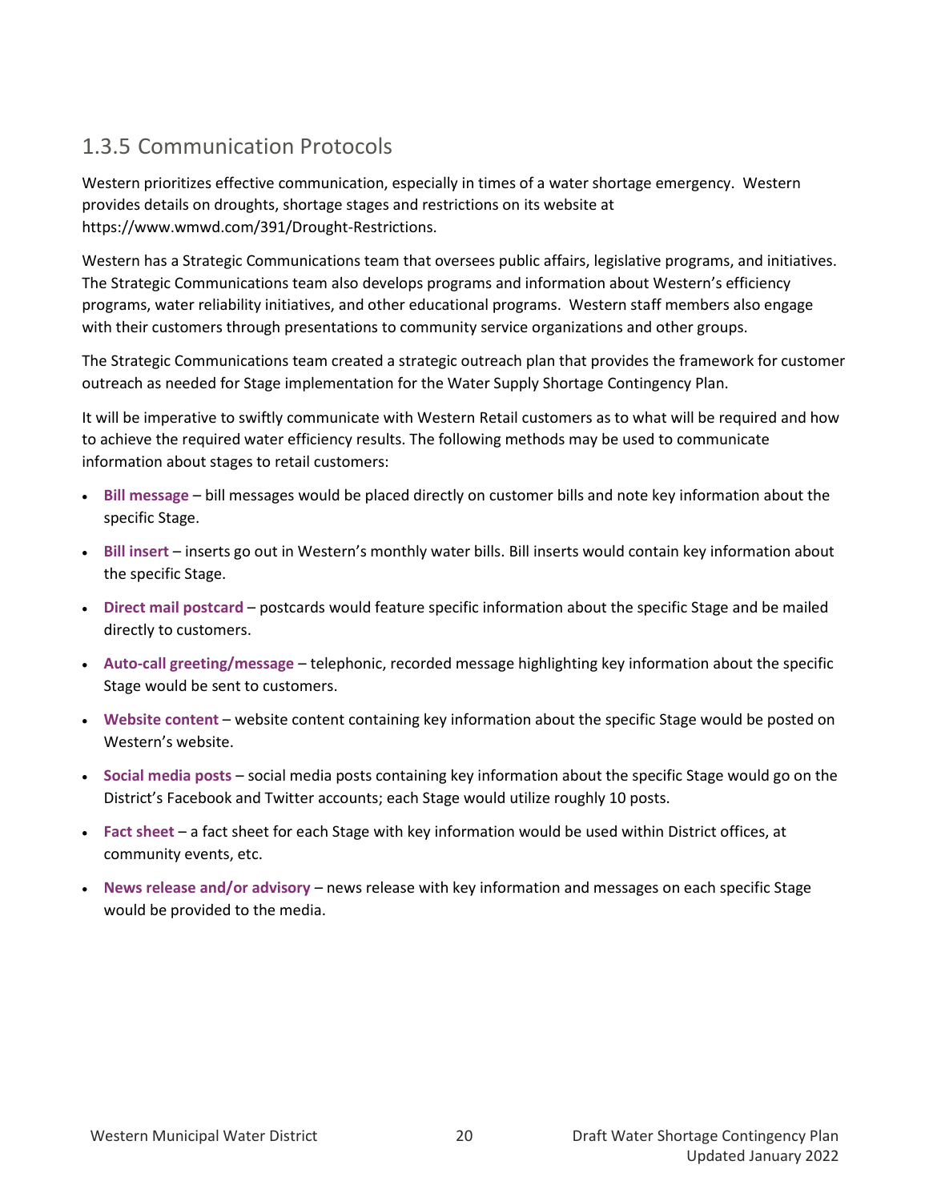## 1.3.5 Communication Protocols

Western prioritizes effective communication, especially in times of a water shortage emergency. Western provides details on droughts, shortage stages and restrictions on its website at https://www.wmwd.com/391/Drought-Restrictions.

Western has a Strategic Communications team that oversees public affairs, legislative programs, and initiatives. The Strategic Communications team also develops programs and information about Western's efficiency programs, water reliability initiatives, and other educational programs. Western staff members also engage with their customers through presentations to community service organizations and other groups.

The Strategic Communications team created a strategic outreach plan that provides the framework for customer outreach as needed for Stage implementation for the Water Supply Shortage Contingency Plan.

It will be imperative to swiftly communicate with Western Retail customers as to what will be required and how to achieve the required water efficiency results. The following methods may be used to communicate information about stages to retail customers:

- **Bill message** – bill messages would be placed directly on customer bills and note key information about the specific Stage.
- **Bill insert** – inserts go out in Western's monthly water bills. Bill inserts would contain key information about the specific Stage.
- **Direct mail postcard** – postcards would feature specific information about the specific Stage and be mailed directly to customers.
- **Auto-call greeting/message** – telephonic, recorded message highlighting key information about the specific Stage would be sent to customers.
- **Website content** – website content containing key information about the specific Stage would be posted on Western's website.
- **Social media posts** – social media posts containing key information about the specific Stage would go on the District's Facebook and Twitter accounts; each Stage would utilize roughly 10 posts.
- **Fact sheet** – a fact sheet for each Stage with key information would be used within District offices, at community events, etc.
- **News release and/or advisory** – news release with key information and messages on each specific Stage would be provided to the media.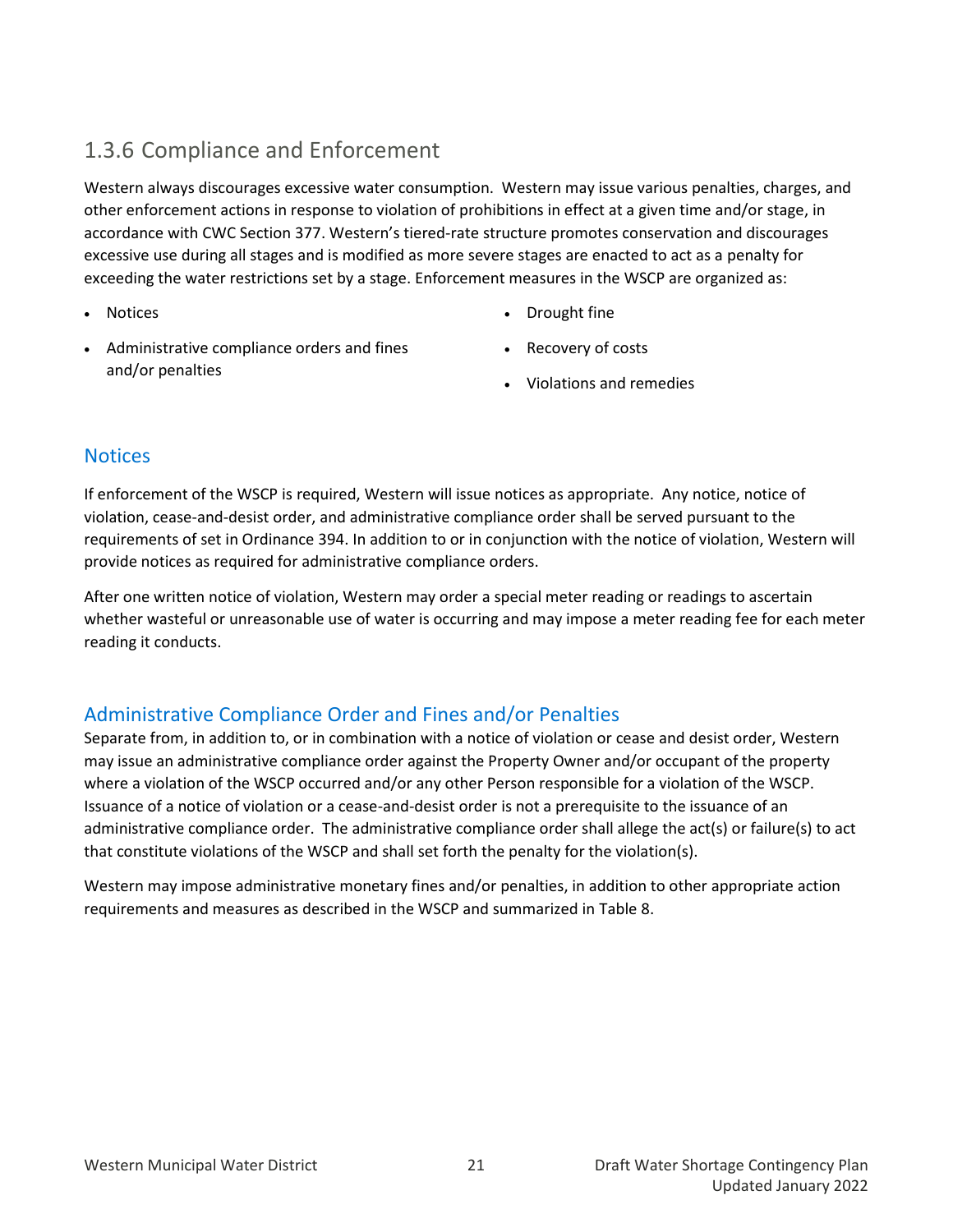## 1.3.6 Compliance and Enforcement

Western always discourages excessive water consumption. Western may issue various penalties, charges, and other enforcement actions in response to violation of prohibitions in effect at a given time and/or stage, in accordance with CWC Section 377. Western's tiered-rate structure promotes conservation and discourages excessive use during all stages and is modified as more severe stages are enacted to act as a penalty for exceeding the water restrictions set by a stage. Enforcement measures in the WSCP are organized as:

- Notices
- Administrative compliance orders and fines and/or penalties
- Drought fine
- Recovery of costs
- Violations and remedies

### Notices

If enforcement of the WSCP is required, Western will issue notices as appropriate. Any notice, notice of violation, cease-and-desist order, and administrative compliance order shall be served pursuant to the requirements of set in Ordinance 394. In addition to or in conjunction with the notice of violation, Western will provide notices as required for administrative compliance orders.

After one written notice of violation, Western may order a special meter reading or readings to ascertain whether wasteful or unreasonable use of water is occurring and may impose a meter reading fee for each meter reading it conducts.

### Administrative Compliance Order and Fines and/or Penalties

Separate from, in addition to, or in combination with a notice of violation or cease and desist order, Western may issue an administrative compliance order against the Property Owner and/or occupant of the property where a violation of the WSCP occurred and/or any other Person responsible for a violation of the WSCP. Issuance of a notice of violation or a cease-and-desist order is not a prerequisite to the issuance of an administrative compliance order. The administrative compliance order shall allege the act(s) or failure(s) to act that constitute violations of the WSCP and shall set forth the penalty for the violation(s).

Western may impose administrative monetary fines and/or penalties, in addition to other appropriate action requirements and measures as described in the WSCP and summarized in Table 8.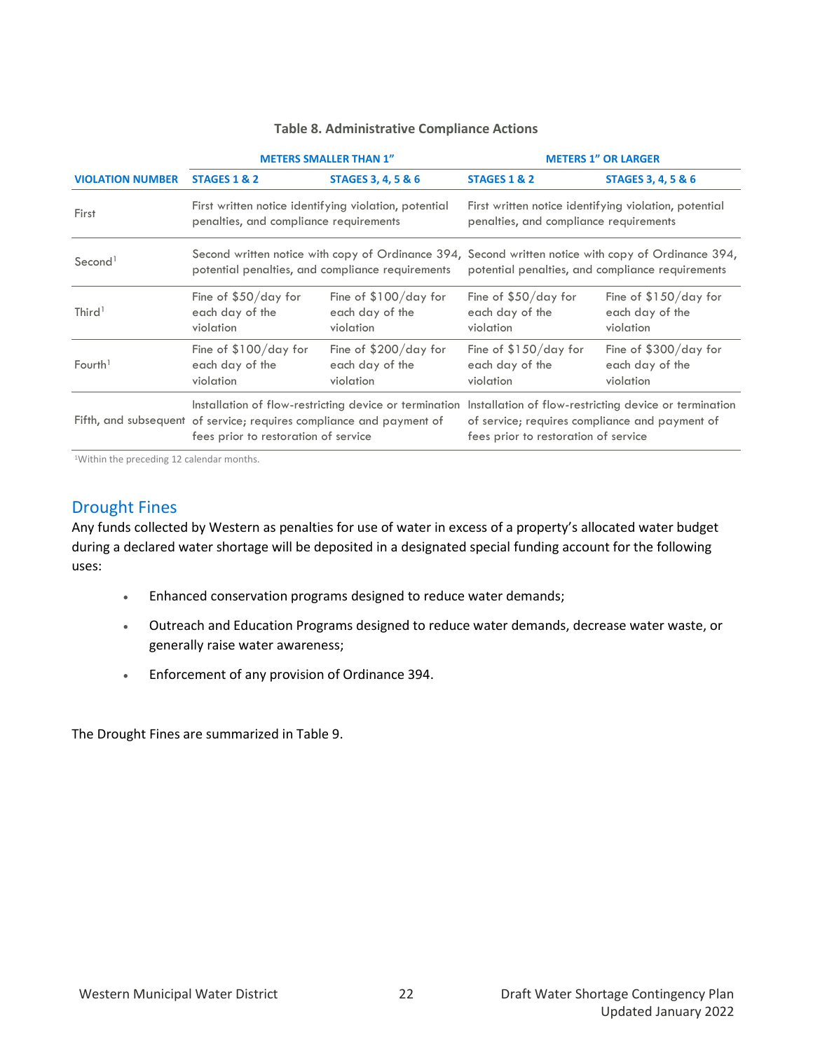**Table 8. Administrative Compliance Actions**

| | METERS SMALLER THAN 1" | | METERS 1" OR LARGER | |
|---|---|---|---|---|
| **VIOLATION NUMBER** | **STAGES 1 & 2** | **STAGES 3, 4, 5 & 6** | **STAGES 1 & 2** | **STAGES 3, 4, 5 & 6** |
| First | First written notice identifying violation, potential penalties, and compliance requirements | | First written notice identifying violation, potential penalties, and compliance requirements | |
| Second[1] | Second written notice with copy of Ordinance 394, potential penalties, and compliance requirements | | Second written notice with copy of Ordinance 394, potential penalties, and compliance requirements | |
| Third[1] | Fine of $50/day for each day of the violation | Fine of $100/day for each day of the violation | Fine of $50/day for each day of the violation | Fine of $150/day for each day of the violation |
| Fourth[1] | Fine of $100/day for each day of the violation | Fine of $200/day for each day of the violation | Fine of $150/day for each day of the violation | Fine of $300/day for each day of the violation |
| Fifth, and subsequent | Installation of flow-restricting device or termination of service; requires compliance and payment of fees prior to restoration of service | | Installation of flow-restricting device or termination of service; requires compliance and payment of fees prior to restoration of service | |

[1]Within the preceding 12 calendar months.

## Drought Fines

Any funds collected by Western as penalties for use of water in excess of a property's allocated water budget during a declared water shortage will be deposited in a designated special funding account for the following uses:

- Enhanced conservation programs designed to reduce water demands;
- Outreach and Education Programs designed to reduce water demands, decrease water waste, or generally raise water awareness;
- Enforcement of any provision of Ordinance 394.

The Drought Fines are summarized in Table 9.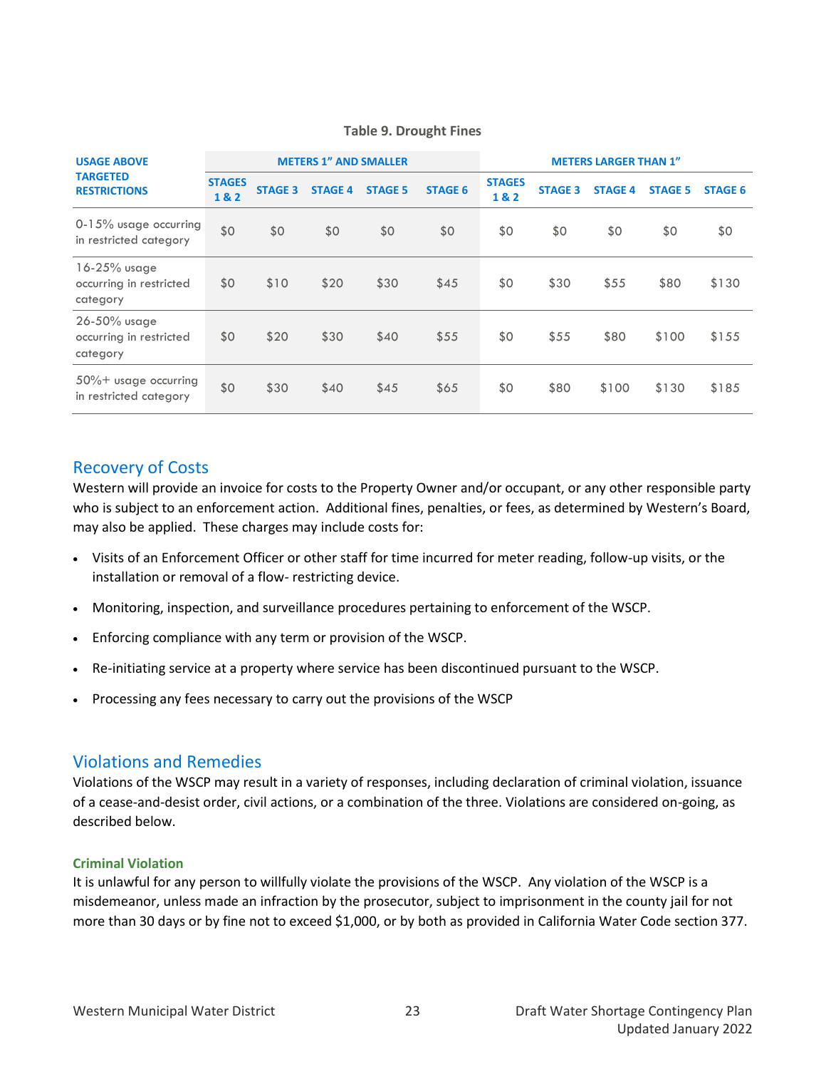**Table 9. Drought Fines**

| USAGE ABOVE TARGETED RESTRICTIONS | METERS 1" AND SMALLER | | | | | METERS LARGER THAN 1" | | | | |
|---|---|---|---|---|---|---|---|---|---|---|
| | STAGES 1 & 2 | STAGE 3 | STAGE 4 | STAGE 5 | STAGE 6 | STAGES 1 & 2 | STAGE 3 | STAGE 4 | STAGE 5 | STAGE 6 |
| 0-15% usage occurring in restricted category | $0 | $0 | $0 | $0 | $0 | $0 | $0 | $0 | $0 | $0 |
| 16-25% usage occurring in restricted category | $0 | $10 | $20 | $30 | $45 | $0 | $30 | $55 | $80 | $130 |
| 26-50% usage occurring in restricted category | $0 | $20 | $30 | $40 | $55 | $0 | $55 | $80 | $100 | $155 |
| 50%+ usage occurring in restricted category | $0 | $30 | $40 | $45 | $65 | $0 | $80 | $100 | $130 | $185 |

## Recovery of Costs

Western will provide an invoice for costs to the Property Owner and/or occupant, or any other responsible party who is subject to an enforcement action. Additional fines, penalties, or fees, as determined by Western's Board, may also be applied. These charges may include costs for:

- Visits of an Enforcement Officer or other staff for time incurred for meter reading, follow-up visits, or the installation or removal of a flow- restricting device.
- Monitoring, inspection, and surveillance procedures pertaining to enforcement of the WSCP.
- Enforcing compliance with any term or provision of the WSCP.
- Re-initiating service at a property where service has been discontinued pursuant to the WSCP.
- Processing any fees necessary to carry out the provisions of the WSCP

## Violations and Remedies

Violations of the WSCP may result in a variety of responses, including declaration of criminal violation, issuance of a cease-and-desist order, civil actions, or a combination of the three. Violations are considered on-going, as described below.

### Criminal Violation

It is unlawful for any person to willfully violate the provisions of the WSCP. Any violation of the WSCP is a misdemeanor, unless made an infraction by the prosecutor, subject to imprisonment in the county jail for not more than 30 days or by fine not to exceed $1,000, or by both as provided in California Water Code section 377.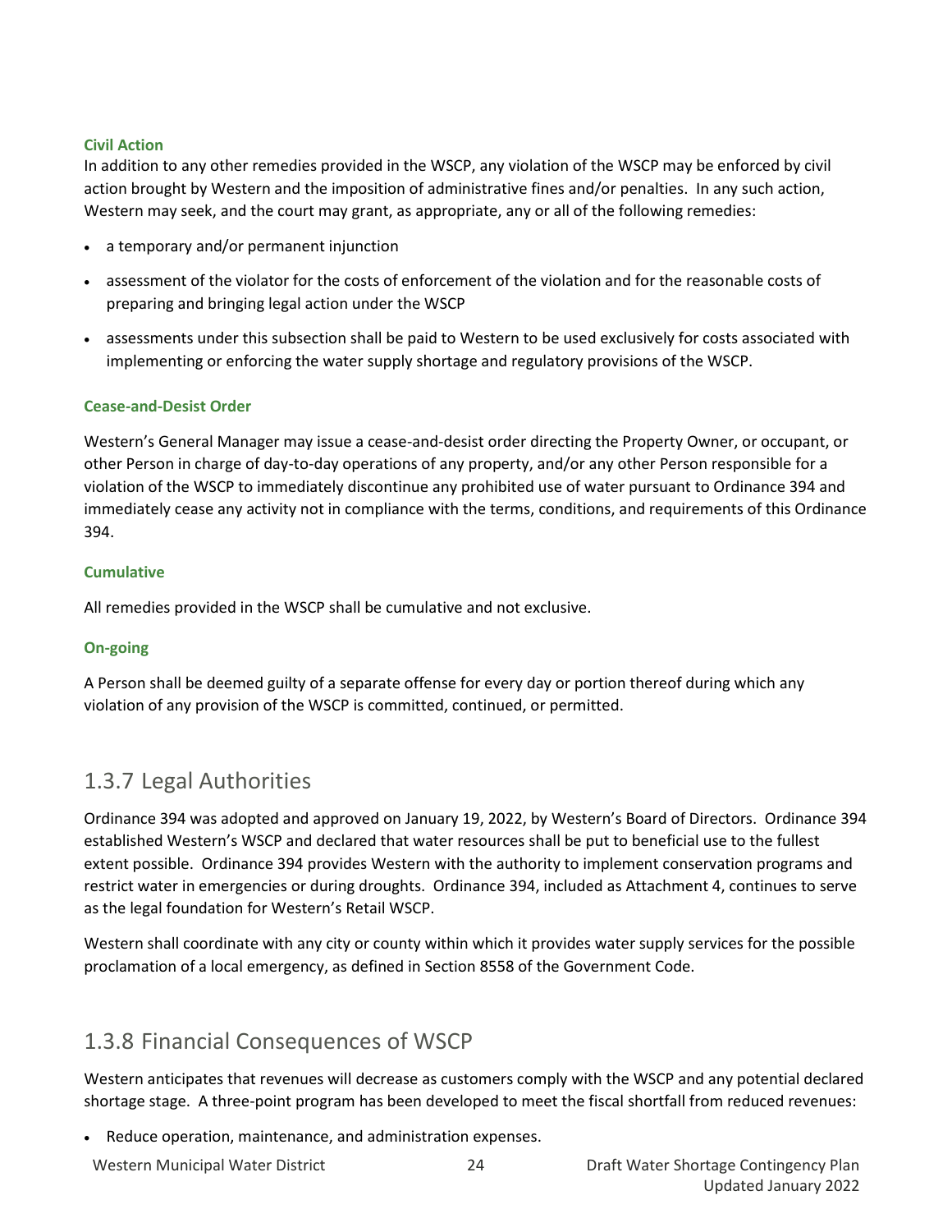#### Civil Action

In addition to any other remedies provided in the WSCP, any violation of the WSCP may be enforced by civil action brought by Western and the imposition of administrative fines and/or penalties. In any such action, Western may seek, and the court may grant, as appropriate, any or all of the following remedies:

- a temporary and/or permanent injunction
- assessment of the violator for the costs of enforcement of the violation and for the reasonable costs of preparing and bringing legal action under the WSCP
- assessments under this subsection shall be paid to Western to be used exclusively for costs associated with implementing or enforcing the water supply shortage and regulatory provisions of the WSCP.

#### Cease-and-Desist Order

Western's General Manager may issue a cease-and-desist order directing the Property Owner, or occupant, or other Person in charge of day-to-day operations of any property, and/or any other Person responsible for a violation of the WSCP to immediately discontinue any prohibited use of water pursuant to Ordinance 394 and immediately cease any activity not in compliance with the terms, conditions, and requirements of this Ordinance 394.

#### Cumulative

All remedies provided in the WSCP shall be cumulative and not exclusive.

#### On-going

A Person shall be deemed guilty of a separate offense for every day or portion thereof during which any violation of any provision of the WSCP is committed, continued, or permitted.

## 1.3.7 Legal Authorities

Ordinance 394 was adopted and approved on January 19, 2022, by Western's Board of Directors. Ordinance 394 established Western's WSCP and declared that water resources shall be put to beneficial use to the fullest extent possible. Ordinance 394 provides Western with the authority to implement conservation programs and restrict water in emergencies or during droughts. Ordinance 394, included as Attachment 4, continues to serve as the legal foundation for Western's Retail WSCP.

Western shall coordinate with any city or county within which it provides water supply services for the possible proclamation of a local emergency, as defined in Section 8558 of the Government Code.

## 1.3.8 Financial Consequences of WSCP

Western anticipates that revenues will decrease as customers comply with the WSCP and any potential declared shortage stage. A three-point program has been developed to meet the fiscal shortfall from reduced revenues:

- Reduce operation, maintenance, and administration expenses.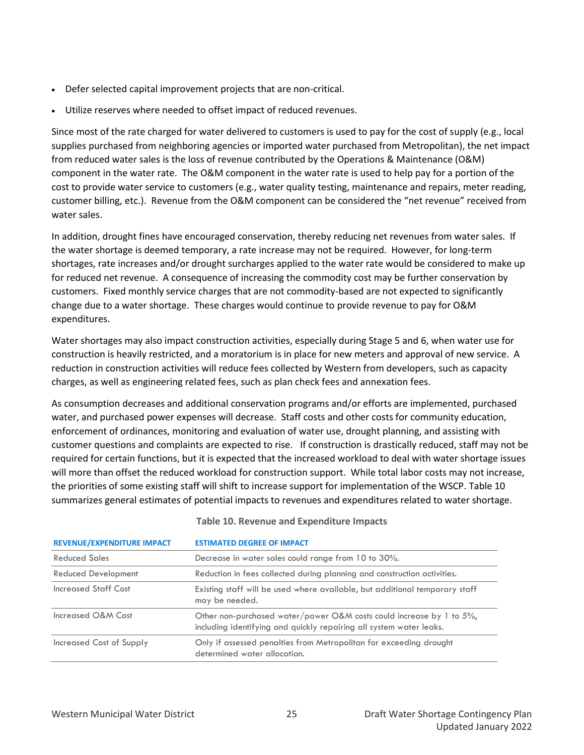- Defer selected capital improvement projects that are non-critical.
- Utilize reserves where needed to offset impact of reduced revenues.

Since most of the rate charged for water delivered to customers is used to pay for the cost of supply (e.g., local supplies purchased from neighboring agencies or imported water purchased from Metropolitan), the net impact from reduced water sales is the loss of revenue contributed by the Operations & Maintenance (O&M) component in the water rate. The O&M component in the water rate is used to help pay for a portion of the cost to provide water service to customers (e.g., water quality testing, maintenance and repairs, meter reading, customer billing, etc.). Revenue from the O&M component can be considered the "net revenue" received from water sales.

In addition, drought fines have encouraged conservation, thereby reducing net revenues from water sales. If the water shortage is deemed temporary, a rate increase may not be required. However, for long-term shortages, rate increases and/or drought surcharges applied to the water rate would be considered to make up for reduced net revenue. A consequence of increasing the commodity cost may be further conservation by customers. Fixed monthly service charges that are not commodity-based are not expected to significantly change due to a water shortage. These charges would continue to provide revenue to pay for O&M expenditures.

Water shortages may also impact construction activities, especially during Stage 5 and 6, when water use for construction is heavily restricted, and a moratorium is in place for new meters and approval of new service. A reduction in construction activities will reduce fees collected by Western from developers, such as capacity charges, as well as engineering related fees, such as plan check fees and annexation fees.

As consumption decreases and additional conservation programs and/or efforts are implemented, purchased water, and purchased power expenses will decrease. Staff costs and other costs for community education, enforcement of ordinances, monitoring and evaluation of water use, drought planning, and assisting with customer questions and complaints are expected to rise. If construction is drastically reduced, staff may not be required for certain functions, but it is expected that the increased workload to deal with water shortage issues will more than offset the reduced workload for construction support. While total labor costs may not increase, the priorities of some existing staff will shift to increase support for implementation of the WSCP. Table 10 summarizes general estimates of potential impacts to revenues and expenditures related to water shortage.

**Table 10. Revenue and Expenditure Impacts**

| REVENUE/EXPENDITURE IMPACT | ESTIMATED DEGREE OF IMPACT |
|---|---|
| Reduced Sales | Decrease in water sales could range from 10 to 30%. |
| Reduced Development | Reduction in fees collected during planning and construction activities. |
| Increased Staff Cost | Existing staff will be used where available, but additional temporary staff may be needed. |
| Increased O&M Cost | Other non-purchased water/power O&M costs could increase by 1 to 5%, including identifying and quickly repairing all system water leaks. |
| Increased Cost of Supply | Only if assessed penalties from Metropolitan for exceeding drought determined water allocation. |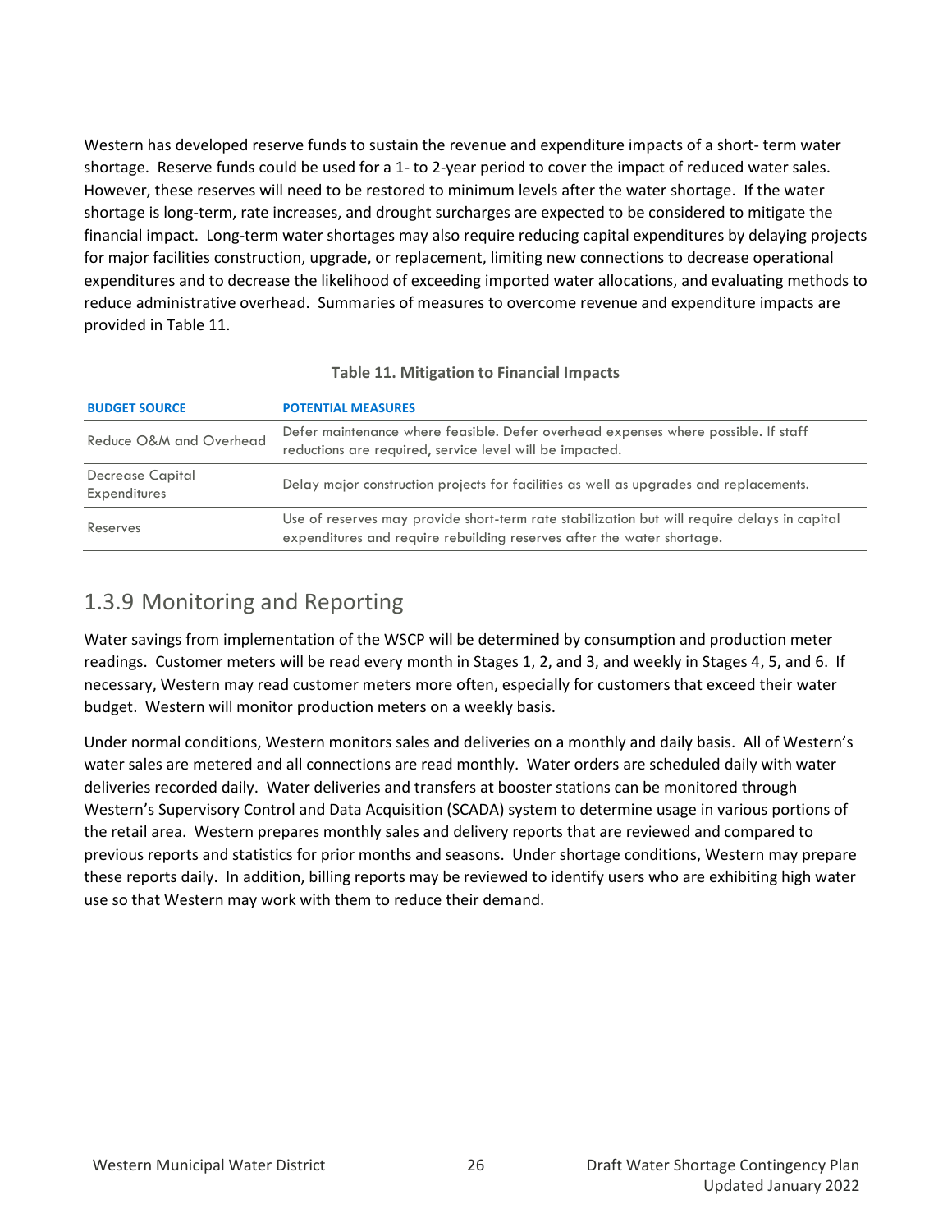Western has developed reserve funds to sustain the revenue and expenditure impacts of a short- term water shortage. Reserve funds could be used for a 1- to 2-year period to cover the impact of reduced water sales. However, these reserves will need to be restored to minimum levels after the water shortage. If the water shortage is long-term, rate increases, and drought surcharges are expected to be considered to mitigate the financial impact. Long-term water shortages may also require reducing capital expenditures by delaying projects for major facilities construction, upgrade, or replacement, limiting new connections to decrease operational expenditures and to decrease the likelihood of exceeding imported water allocations, and evaluating methods to reduce administrative overhead. Summaries of measures to overcome revenue and expenditure impacts are provided in Table 11.

**Table 11. Mitigation to Financial Impacts**

| BUDGET SOURCE | POTENTIAL MEASURES |
|---|---|
| Reduce O&M and Overhead | Defer maintenance where feasible. Defer overhead expenses where possible. If staff reductions are required, service level will be impacted. |
| Decrease Capital Expenditures | Delay major construction projects for facilities as well as upgrades and replacements. |
| Reserves | Use of reserves may provide short-term rate stabilization but will require delays in capital expenditures and require rebuilding reserves after the water shortage. |

## 1.3.9 Monitoring and Reporting

Water savings from implementation of the WSCP will be determined by consumption and production meter readings. Customer meters will be read every month in Stages 1, 2, and 3, and weekly in Stages 4, 5, and 6. If necessary, Western may read customer meters more often, especially for customers that exceed their water budget. Western will monitor production meters on a weekly basis.

Under normal conditions, Western monitors sales and deliveries on a monthly and daily basis. All of Western's water sales are metered and all connections are read monthly. Water orders are scheduled daily with water deliveries recorded daily. Water deliveries and transfers at booster stations can be monitored through Western's Supervisory Control and Data Acquisition (SCADA) system to determine usage in various portions of the retail area. Western prepares monthly sales and delivery reports that are reviewed and compared to previous reports and statistics for prior months and seasons. Under shortage conditions, Western may prepare these reports daily. In addition, billing reports may be reviewed to identify users who are exhibiting high water use so that Western may work with them to reduce their demand.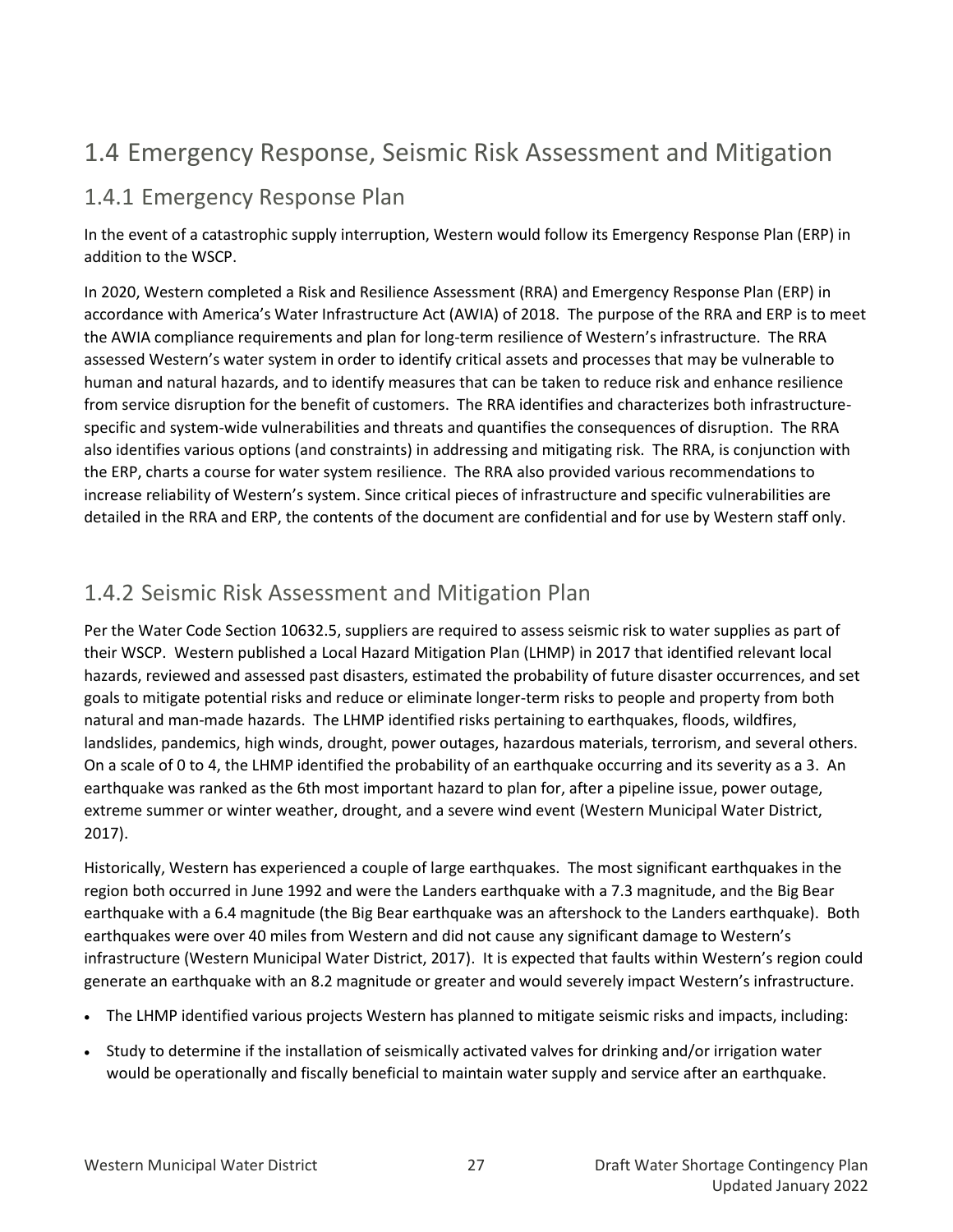## 1.4 Emergency Response, Seismic Risk Assessment and Mitigation

### 1.4.1 Emergency Response Plan

In the event of a catastrophic supply interruption, Western would follow its Emergency Response Plan (ERP) in addition to the WSCP.

In 2020, Western completed a Risk and Resilience Assessment (RRA) and Emergency Response Plan (ERP) in accordance with America's Water Infrastructure Act (AWIA) of 2018. The purpose of the RRA and ERP is to meet the AWIA compliance requirements and plan for long-term resilience of Western's infrastructure. The RRA assessed Western's water system in order to identify critical assets and processes that may be vulnerable to human and natural hazards, and to identify measures that can be taken to reduce risk and enhance resilience from service disruption for the benefit of customers. The RRA identifies and characterizes both infrastructure-specific and system-wide vulnerabilities and threats and quantifies the consequences of disruption. The RRA also identifies various options (and constraints) in addressing and mitigating risk. The RRA, is conjunction with the ERP, charts a course for water system resilience. The RRA also provided various recommendations to increase reliability of Western's system. Since critical pieces of infrastructure and specific vulnerabilities are detailed in the RRA and ERP, the contents of the document are confidential and for use by Western staff only.

### 1.4.2 Seismic Risk Assessment and Mitigation Plan

Per the Water Code Section 10632.5, suppliers are required to assess seismic risk to water supplies as part of their WSCP. Western published a Local Hazard Mitigation Plan (LHMP) in 2017 that identified relevant local hazards, reviewed and assessed past disasters, estimated the probability of future disaster occurrences, and set goals to mitigate potential risks and reduce or eliminate longer-term risks to people and property from both natural and man-made hazards. The LHMP identified risks pertaining to earthquakes, floods, wildfires, landslides, pandemics, high winds, drought, power outages, hazardous materials, terrorism, and several others. On a scale of 0 to 4, the LHMP identified the probability of an earthquake occurring and its severity as a 3. An earthquake was ranked as the 6th most important hazard to plan for, after a pipeline issue, power outage, extreme summer or winter weather, drought, and a severe wind event (Western Municipal Water District, 2017).

Historically, Western has experienced a couple of large earthquakes. The most significant earthquakes in the region both occurred in June 1992 and were the Landers earthquake with a 7.3 magnitude, and the Big Bear earthquake with a 6.4 magnitude (the Big Bear earthquake was an aftershock to the Landers earthquake). Both earthquakes were over 40 miles from Western and did not cause any significant damage to Western's infrastructure (Western Municipal Water District, 2017). It is expected that faults within Western's region could generate an earthquake with an 8.2 magnitude or greater and would severely impact Western's infrastructure.

- The LHMP identified various projects Western has planned to mitigate seismic risks and impacts, including:
- Study to determine if the installation of seismically activated valves for drinking and/or irrigation water would be operationally and fiscally beneficial to maintain water supply and service after an earthquake.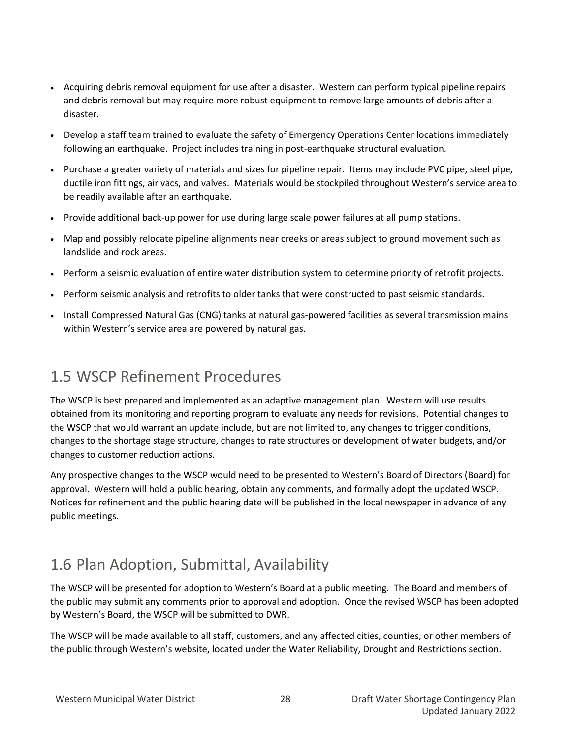- Acquiring debris removal equipment for use after a disaster. Western can perform typical pipeline repairs and debris removal but may require more robust equipment to remove large amounts of debris after a disaster.
- Develop a staff team trained to evaluate the safety of Emergency Operations Center locations immediately following an earthquake. Project includes training in post-earthquake structural evaluation.
- Purchase a greater variety of materials and sizes for pipeline repair. Items may include PVC pipe, steel pipe, ductile iron fittings, air vacs, and valves. Materials would be stockpiled throughout Western's service area to be readily available after an earthquake.
- Provide additional back-up power for use during large scale power failures at all pump stations.
- Map and possibly relocate pipeline alignments near creeks or areas subject to ground movement such as landslide and rock areas.
- Perform a seismic evaluation of entire water distribution system to determine priority of retrofit projects.
- Perform seismic analysis and retrofits to older tanks that were constructed to past seismic standards.
- Install Compressed Natural Gas (CNG) tanks at natural gas-powered facilities as several transmission mains within Western's service area are powered by natural gas.

## 1.5 WSCP Refinement Procedures

The WSCP is best prepared and implemented as an adaptive management plan. Western will use results obtained from its monitoring and reporting program to evaluate any needs for revisions. Potential changes to the WSCP that would warrant an update include, but are not limited to, any changes to trigger conditions, changes to the shortage stage structure, changes to rate structures or development of water budgets, and/or changes to customer reduction actions.

Any prospective changes to the WSCP would need to be presented to Western's Board of Directors (Board) for approval. Western will hold a public hearing, obtain any comments, and formally adopt the updated WSCP. Notices for refinement and the public hearing date will be published in the local newspaper in advance of any public meetings.

## 1.6 Plan Adoption, Submittal, Availability

The WSCP will be presented for adoption to Western's Board at a public meeting. The Board and members of the public may submit any comments prior to approval and adoption. Once the revised WSCP has been adopted by Western's Board, the WSCP will be submitted to DWR.

The WSCP will be made available to all staff, customers, and any affected cities, counties, or other members of the public through Western's website, located under the Water Reliability, Drought and Restrictions section.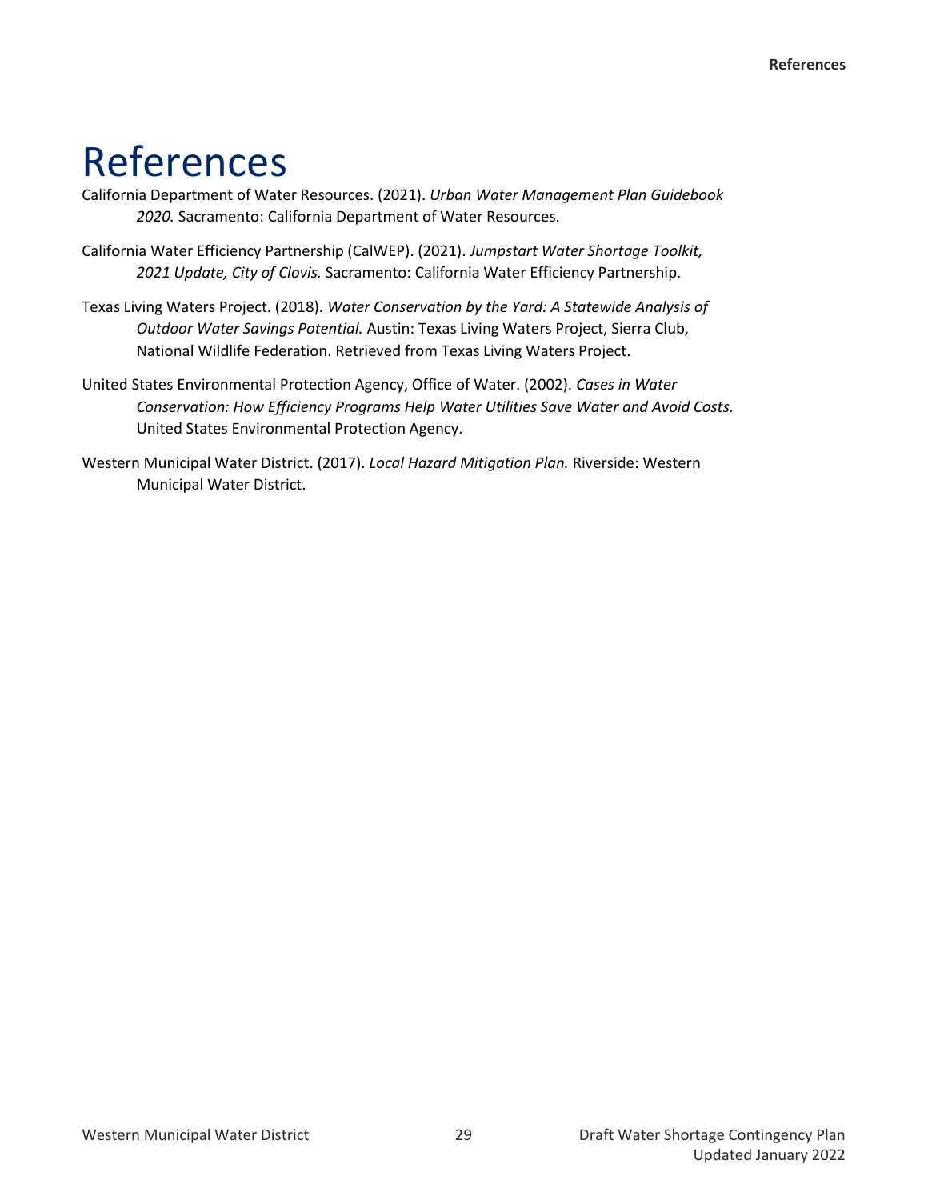# References

California Department of Water Resources. (2021). *Urban Water Management Plan Guidebook 2020.* Sacramento: California Department of Water Resources.

California Water Efficiency Partnership (CalWEP). (2021). *Jumpstart Water Shortage Toolkit, 2021 Update, City of Clovis.* Sacramento: California Water Efficiency Partnership.

Texas Living Waters Project. (2018). *Water Conservation by the Yard: A Statewide Analysis of Outdoor Water Savings Potential.* Austin: Texas Living Waters Project, Sierra Club, National Wildlife Federation. Retrieved from Texas Living Waters Project.

United States Environmental Protection Agency, Office of Water. (2002). *Cases in Water Conservation: How Efficiency Programs Help Water Utilities Save Water and Avoid Costs.* United States Environmental Protection Agency.

Western Municipal Water District. (2017). *Local Hazard Mitigation Plan.* Riverside: Western Municipal Water District.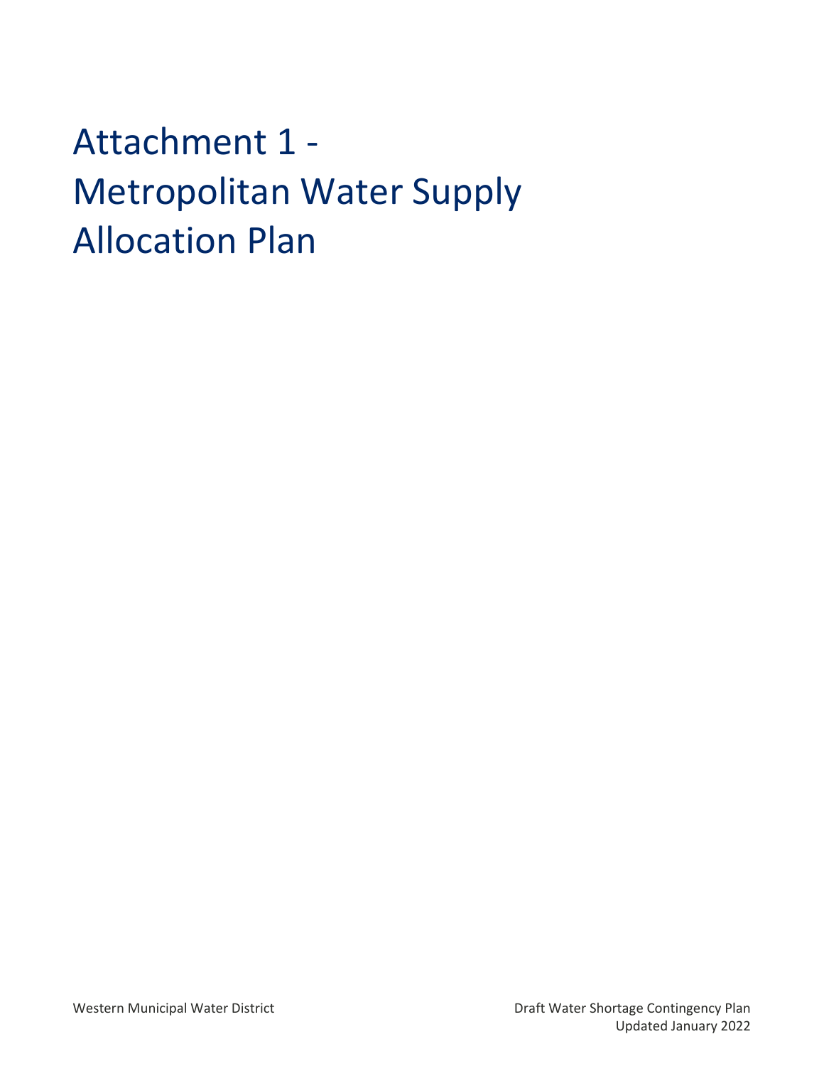# Attachment 1 - Metropolitan Water Supply Allocation Plan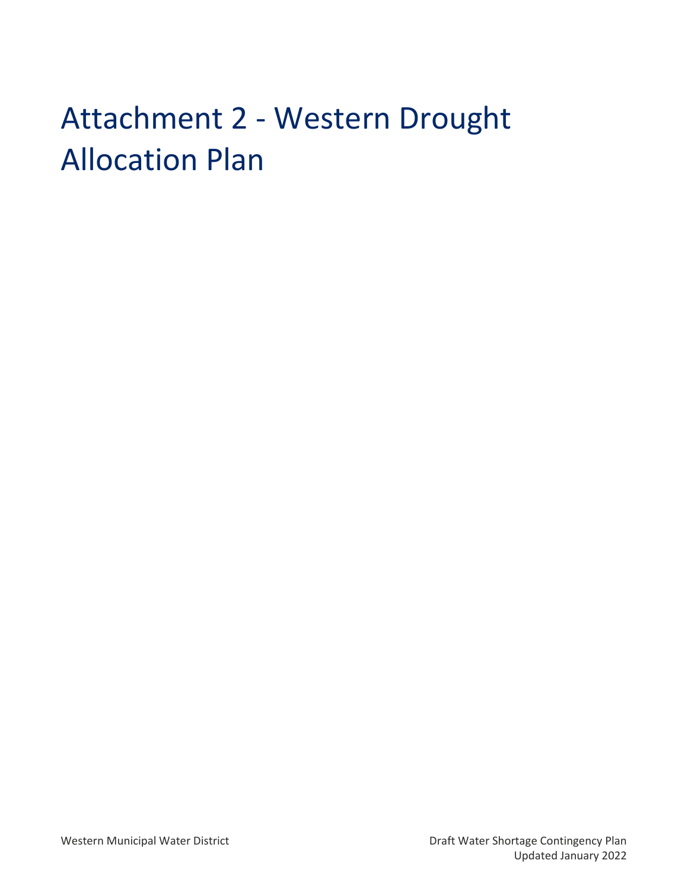# Attachment 2 - Western Drought Allocation Plan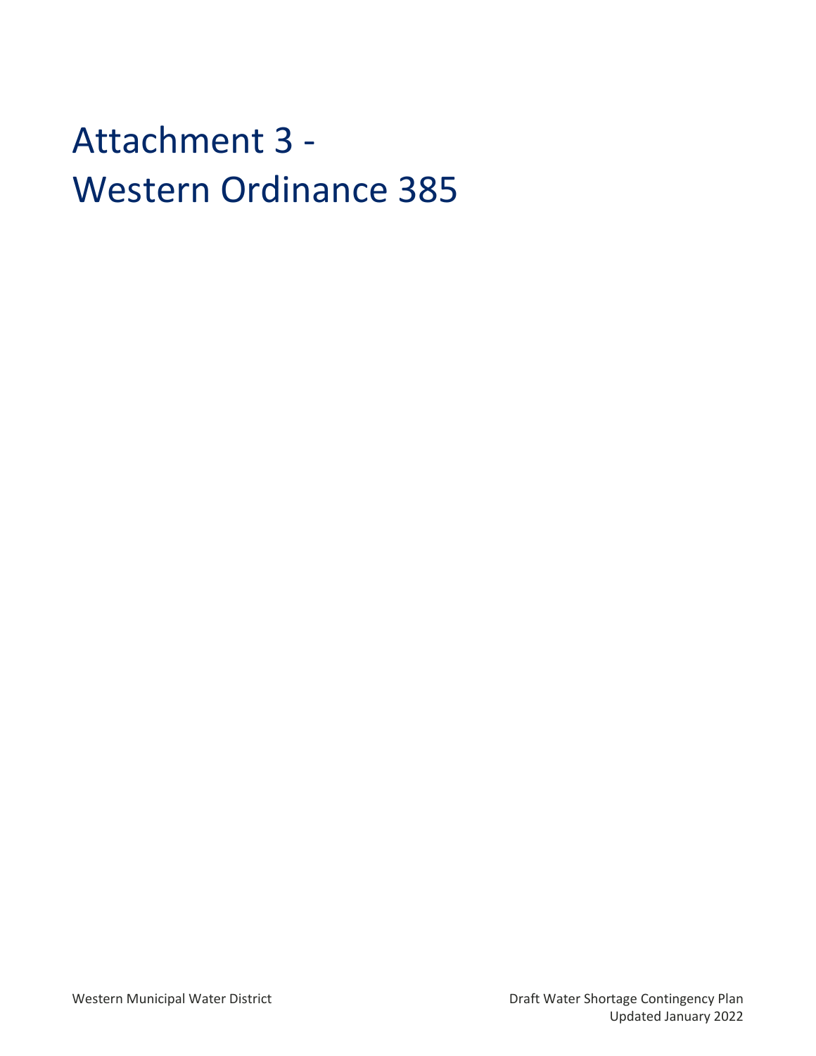# Attachment 3 - Western Ordinance 385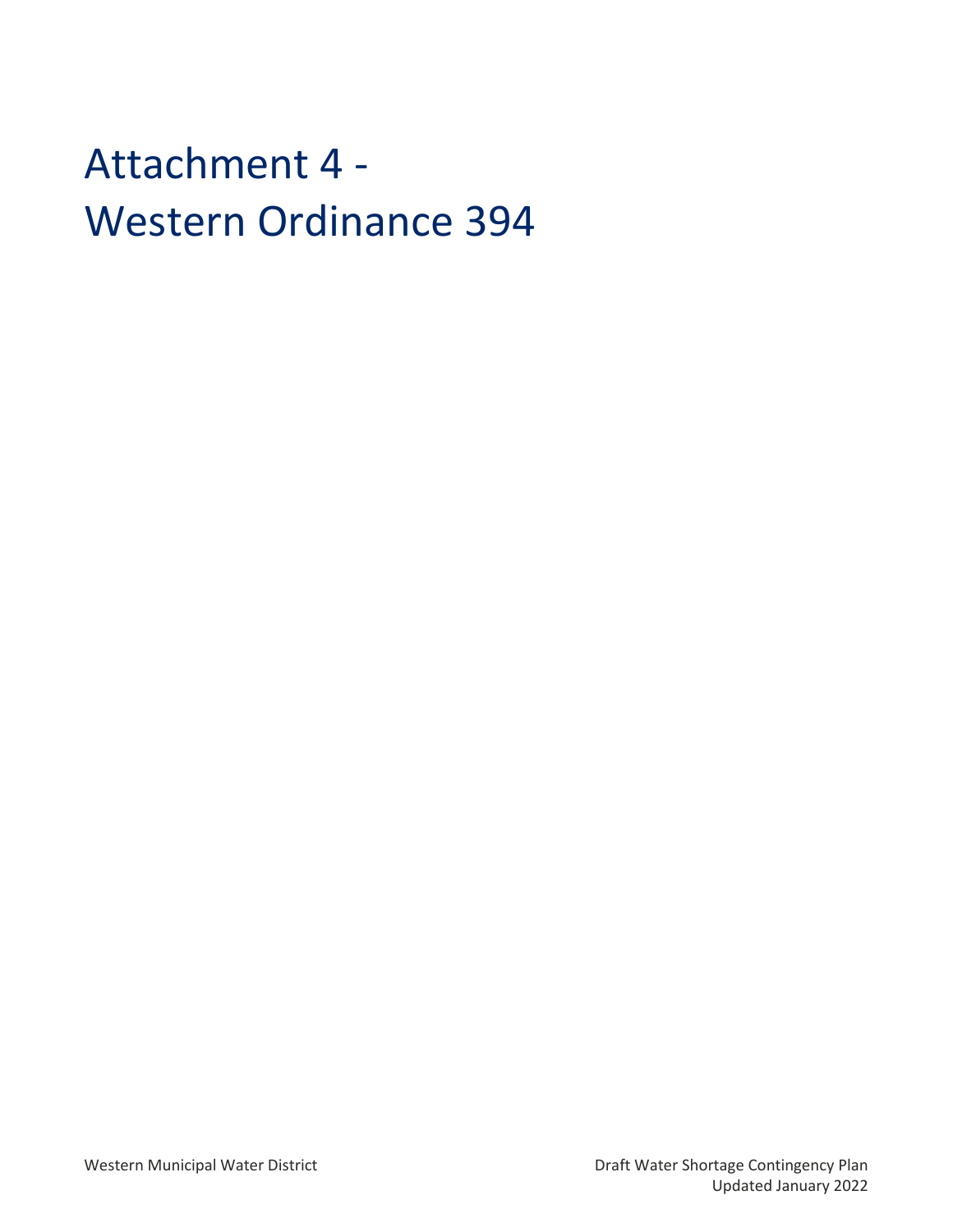# Attachment 4 - Western Ordinance 394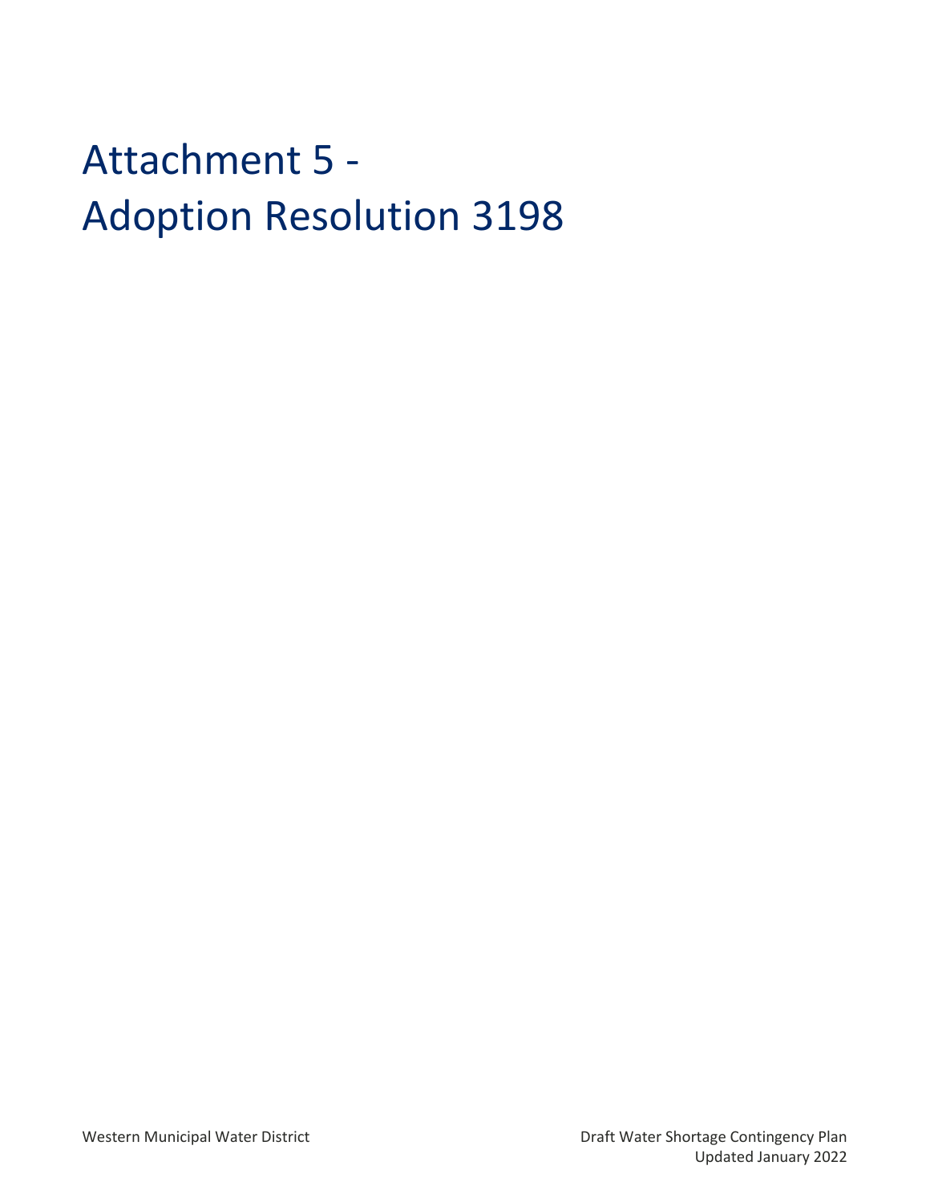# Attachment 5 -
# Adoption Resolution 3198